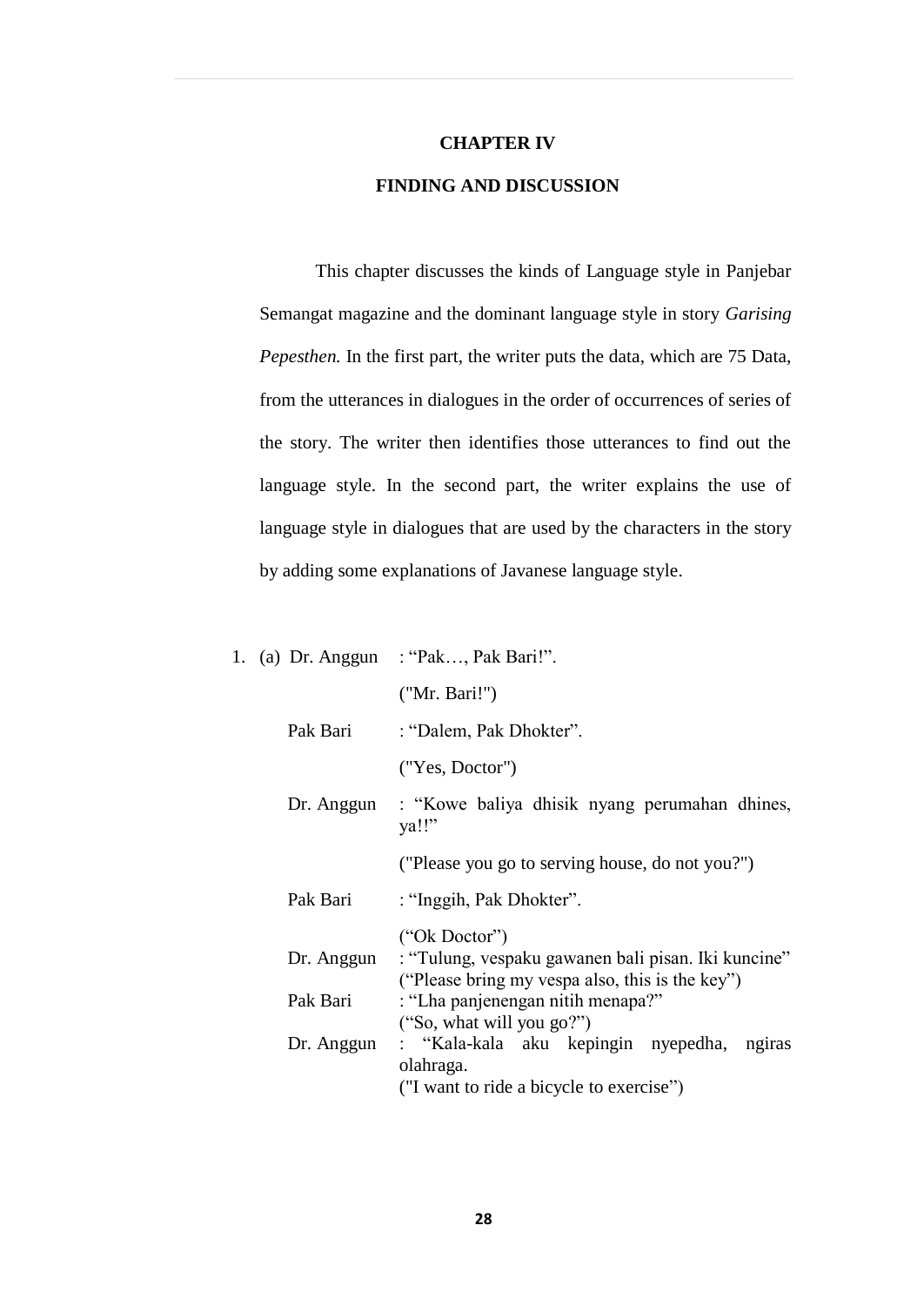# CHAPTER IV

## FINDING AND DISCUSSION

This chapter discusses the kinds of Language style in Panjebar Semangat magazine and the dominant language style in story *Garising Pepesthen.* In the first part, the writer puts the data, which are 75 Data, from the utterances in dialogues in the order of occurrences of series of the story. The writer then identifies those utterances to find out the language style. In the second part, the writer explains the use of language style in dialogues that are used by the characters in the story by adding some explanations of Javanese language style.

1. (a) Dr. Anggun : "Pak…, Pak Bari!".

   ("Mr. Bari!")

   Pak Bari : "Dalem, Pak Dhokter".

   ("Yes, Doctor")

   Dr. Anggun : "Kowe baliya dhisik nyang perumahan dhines, ya!!"

   ("Please you go to serving house, do not you?")

   Pak Bari : "Inggih, Pak Dhokter".

   ("Ok Doctor")

   Dr. Anggun : "Tulung, vespaku gawanen bali pisan. Iki kuncine"

   ("Please bring my vespa also, this is the key")

   Pak Bari : "Lha panjenengan nitih menapa?"

   ("So, what will you go?")

   Dr. Anggun : "Kala-kala aku kepingin nyepedha, ngiras olahraga.

   ("I want to ride a bicycle to exercise")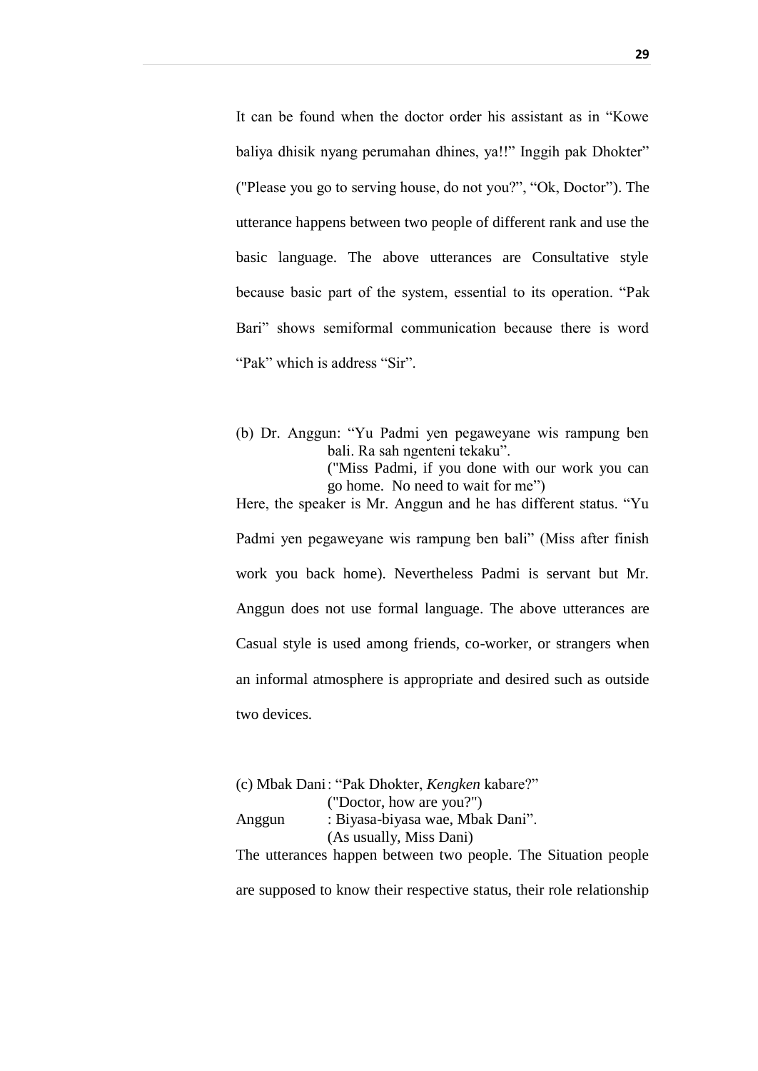It can be found when the doctor order his assistant as in "Kowe baliya dhisik nyang perumahan dhines, ya!!" Inggih pak Dhokter" ("Please you go to serving house, do not you?", "Ok, Doctor"). The utterance happens between two people of different rank and use the basic language. The above utterances are Consultative style because basic part of the system, essential to its operation. "Pak Bari" shows semiformal communication because there is word "Pak" which is address "Sir".

(b) Dr. Anggun: "Yu Padmi yen pegaweyane wis rampung ben bali. Ra sah ngenteni tekaku".
("Miss Padmi, if you done with our work you can go home. No need to wait for me")

Here, the speaker is Mr. Anggun and he has different status. "Yu Padmi yen pegaweyane wis rampung ben bali" (Miss after finish work you back home). Nevertheless Padmi is servant but Mr. Anggun does not use formal language. The above utterances are Casual style is used among friends, co-worker, or strangers when an informal atmosphere is appropriate and desired such as outside two devices.

(c) Mbak Dani: "Pak Dhokter, *Kengken* kabare?"
("Doctor, how are you?")
Anggun : Biyasa-biyasa wae, Mbak Dani".
(As usually, Miss Dani)

The utterances happen between two people. The Situation people are supposed to know their respective status, their role relationship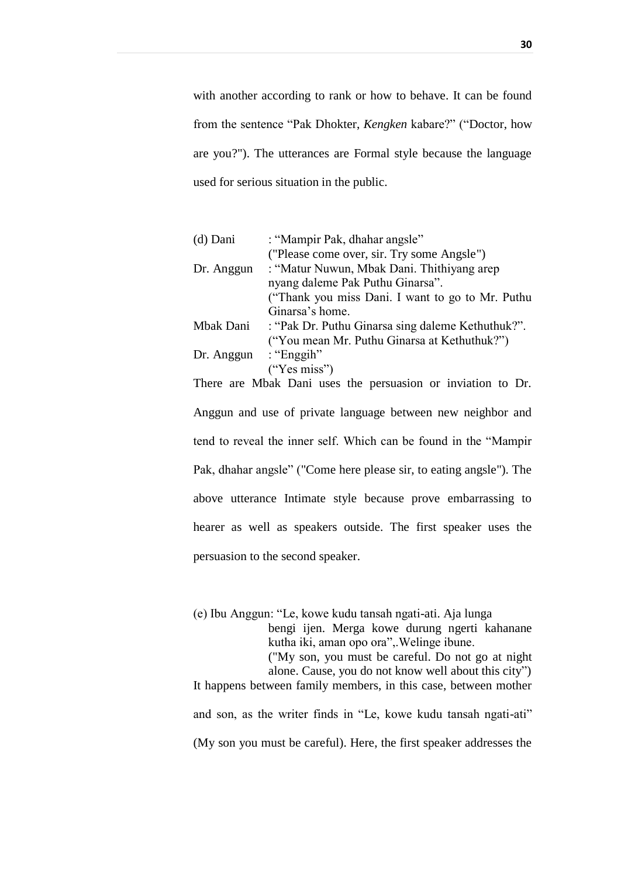with another according to rank or how to behave. It can be found from the sentence "Pak Dhokter, *Kengken* kabare?" ("Doctor, how are you?"). The utterances are Formal style because the language used for serious situation in the public.

(d) Dani : "Mampir Pak, dhahar angsle"
("Please come over, sir. Try some Angsle")
Dr. Anggun : "Matur Nuwun, Mbak Dani. Thithiyang arep nyang daleme Pak Puthu Ginarsa".
("Thank you miss Dani. I want to go to Mr. Puthu Ginarsa's home.
Mbak Dani : "Pak Dr. Puthu Ginarsa sing daleme Kethuthuk?".
("You mean Mr. Puthu Ginarsa at Kethuthuk?")
Dr. Anggun : "Enggih"
("Yes miss")

There are Mbak Dani uses the persuasion or inviation to Dr. Anggun and use of private language between new neighbor and tend to reveal the inner self. Which can be found in the "Mampir Pak, dhahar angsle" ("Come here please sir, to eating angsle"). The above utterance Intimate style because prove embarrassing to hearer as well as speakers outside. The first speaker uses the persuasion to the second speaker.

(e) Ibu Anggun: "Le, kowe kudu tansah ngati-ati. Aja lunga bengi ijen. Merga kowe durung ngerti kahanane kutha iki, aman opo ora",.Welinge ibune.
("My son, you must be careful. Do not go at night alone. Cause, you do not know well about this city")

It happens between family members, in this case, between mother and son, as the writer finds in "Le, kowe kudu tansah ngati-ati" (My son you must be careful). Here, the first speaker addresses the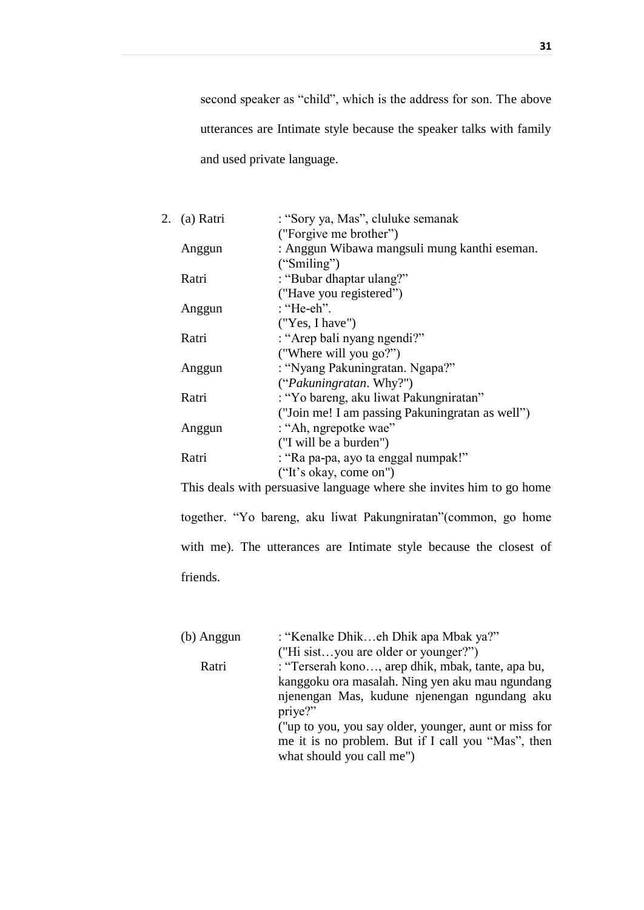second speaker as "child", which is the address for son. The above utterances are Intimate style because the speaker talks with family and used private language.

2. (a)

| | |
|---|---|
| Ratri | : "Sory ya, Mas", cluluke semanak ("Forgive me brother") |
| Anggun | : Anggun Wibawa mangsuli mung kanthi eseman. ("Smiling") |
| Ratri | : "Bubar dhaptar ulang?" ("Have you registered") |
| Anggun | : "He-eh". ("Yes, I have") |
| Ratri | : "Arep bali nyang ngendi?" ("Where will you go?") |
| Anggun | : "Nyang Pakuningratan. Ngapa?" ("*Pakuningratan*. Why?") |
| Ratri | : "Yo bareng, aku liwat Pakungniratan" ("Join me! I am passing Pakuningratan as well") |
| Anggun | : "Ah, ngrepotke wae" ("I will be a burden") |
| Ratri | : "Ra pa-pa, ayo ta enggal numpak!" ("It's okay, come on") |

This deals with persuasive language where she invites him to go home together. "Yo bareng, aku liwat Pakungniratan"(common, go home with me). The utterances are Intimate style because the closest of friends.

(b)

| | |
|---|---|
| Anggun | : "Kenalke Dhik…eh Dhik apa Mbak ya?" ("Hi sist…you are older or younger?") |
| Ratri | : "Terserah kono…, arep dhik, mbak, tante, apa bu, kanggoku ora masalah. Ning yen aku mau ngundang njenengan Mas, kudune njenengan ngundang aku priye?" ("up to you, you say older, younger, aunt or miss for me it is no problem. But if I call you "Mas", then what should you call me") |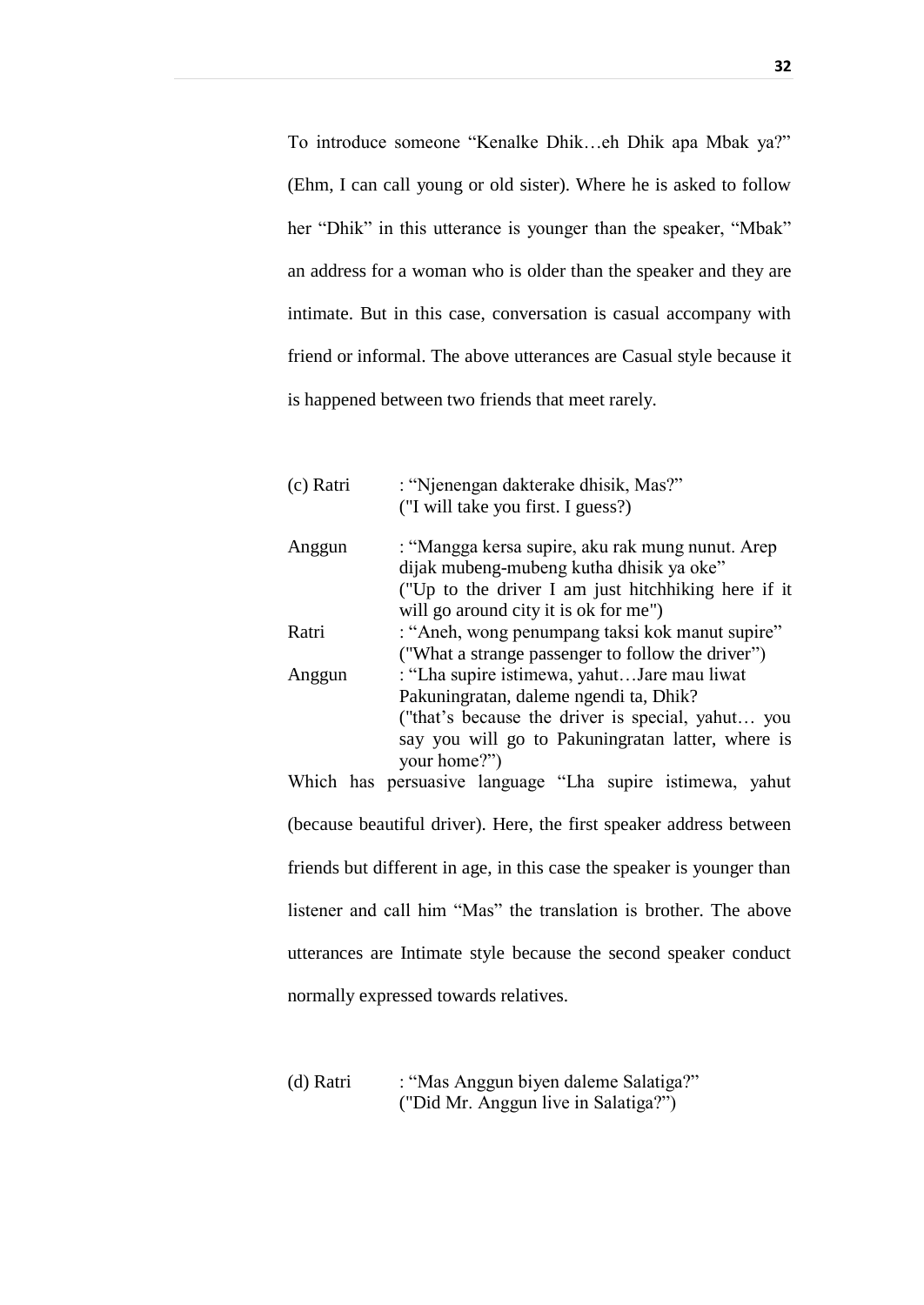To introduce someone "Kenalke Dhik…eh Dhik apa Mbak ya?" (Ehm, I can call young or old sister). Where he is asked to follow her "Dhik" in this utterance is younger than the speaker, "Mbak" an address for a woman who is older than the speaker and they are intimate. But in this case, conversation is casual accompany with friend or informal. The above utterances are Casual style because it is happened between two friends that meet rarely.

(c) Ratri : "Njenengan dakterake dhisik, Mas?"
("I will take you first. I guess?)

Anggun : "Mangga kersa supire, aku rak mung nunut. Arep dijak mubeng-mubeng kutha dhisik ya oke"
("Up to the driver I am just hitchhiking here if it will go around city it is ok for me")

Ratri : "Aneh, wong penumpang taksi kok manut supire"
("What a strange passenger to follow the driver")

Anggun : "Lha supire istimewa, yahut…Jare mau liwat Pakuningratan, daleme ngendi ta, Dhik?
("that's because the driver is special, yahut… you say you will go to Pakuningratan latter, where is your home?")

Which has persuasive language "Lha supire istimewa, yahut (because beautiful driver). Here, the first speaker address between friends but different in age, in this case the speaker is younger than listener and call him "Mas" the translation is brother. The above utterances are Intimate style because the second speaker conduct normally expressed towards relatives.

(d) Ratri : "Mas Anggun biyen daleme Salatiga?"
("Did Mr. Anggun live in Salatiga?")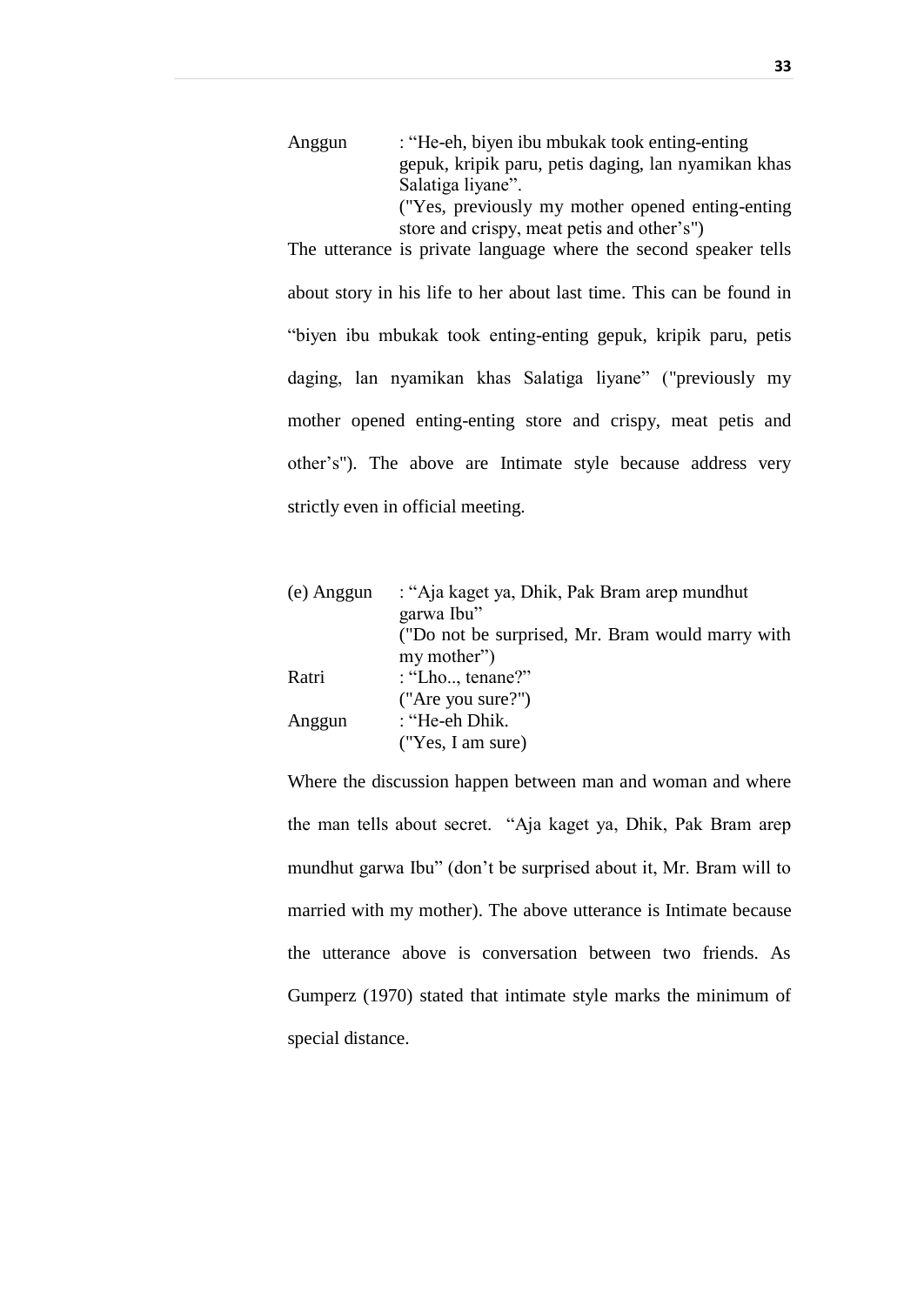Anggun : "He-eh, biyen ibu mbukak took enting-enting gepuk, kripik paru, petis daging, lan nyamikan khas Salatiga liyane".
("Yes, previously my mother opened enting-enting store and crispy, meat petis and other's")

The utterance is private language where the second speaker tells about story in his life to her about last time. This can be found in "biyen ibu mbukak took enting-enting gepuk, kripik paru, petis daging, lan nyamikan khas Salatiga liyane" ("previously my mother opened enting-enting store and crispy, meat petis and other's"). The above are Intimate style because address very strictly even in official meeting.

(e) Anggun : "Aja kaget ya, Dhik, Pak Bram arep mundhut garwa Ibu"
("Do not be surprised, Mr. Bram would marry with my mother")
Ratri : "Lho.., tenane?"
("Are you sure?")
Anggun : "He-eh Dhik.
("Yes, I am sure)

Where the discussion happen between man and woman and where the man tells about secret. "Aja kaget ya, Dhik, Pak Bram arep mundhut garwa Ibu" (don't be surprised about it, Mr. Bram will to married with my mother). The above utterance is Intimate because the utterance above is conversation between two friends. As Gumperz (1970) stated that intimate style marks the minimum of special distance.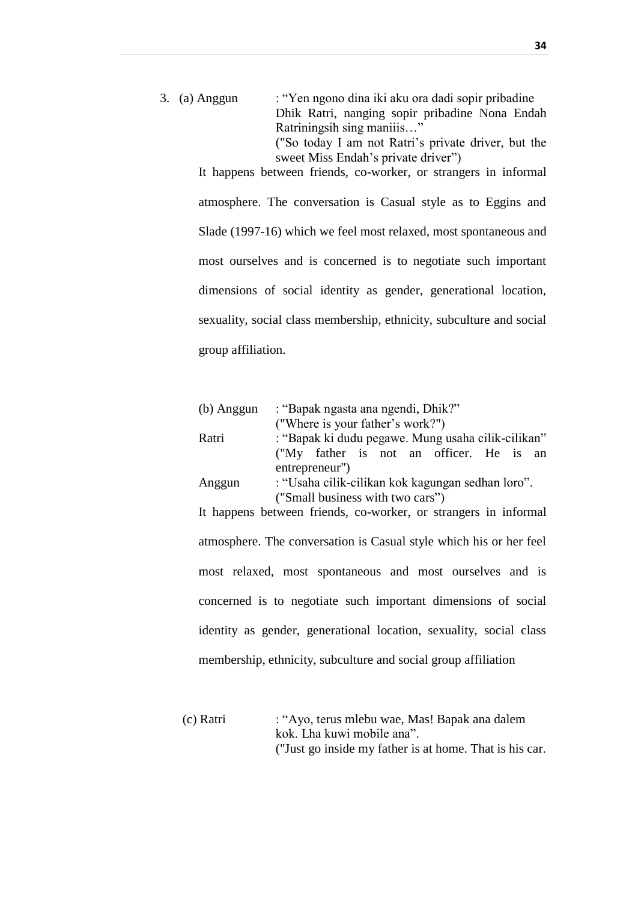3. (a) Anggun : "Yen ngono dina iki aku ora dadi sopir pribadine Dhik Ratri, nanging sopir pribadine Nona Endah Ratriningsih sing maniiis…"
("So today I am not Ratri's private driver, but the sweet Miss Endah's private driver")

It happens between friends, co-worker, or strangers in informal atmosphere. The conversation is Casual style as to Eggins and Slade (1997-16) which we feel most relaxed, most spontaneous and most ourselves and is concerned is to negotiate such important dimensions of social identity as gender, generational location, sexuality, social class membership, ethnicity, subculture and social group affiliation.

(b) Anggun : "Bapak ngasta ana ngendi, Dhik?"
("Where is your father's work?")

Ratri : "Bapak ki dudu pegawe. Mung usaha cilik-cilikan"
("My father is not an officer. He is an entrepreneur")

Anggun : "Usaha cilik-cilikan kok kagungan sedhan loro".
("Small business with two cars")

It happens between friends, co-worker, or strangers in informal atmosphere. The conversation is Casual style which his or her feel most relaxed, most spontaneous and most ourselves and is concerned is to negotiate such important dimensions of social identity as gender, generational location, sexuality, social class membership, ethnicity, subculture and social group affiliation

(c) Ratri : "Ayo, terus mlebu wae, Mas! Bapak ana dalem kok. Lha kuwi mobile ana".
("Just go inside my father is at home. That is his car.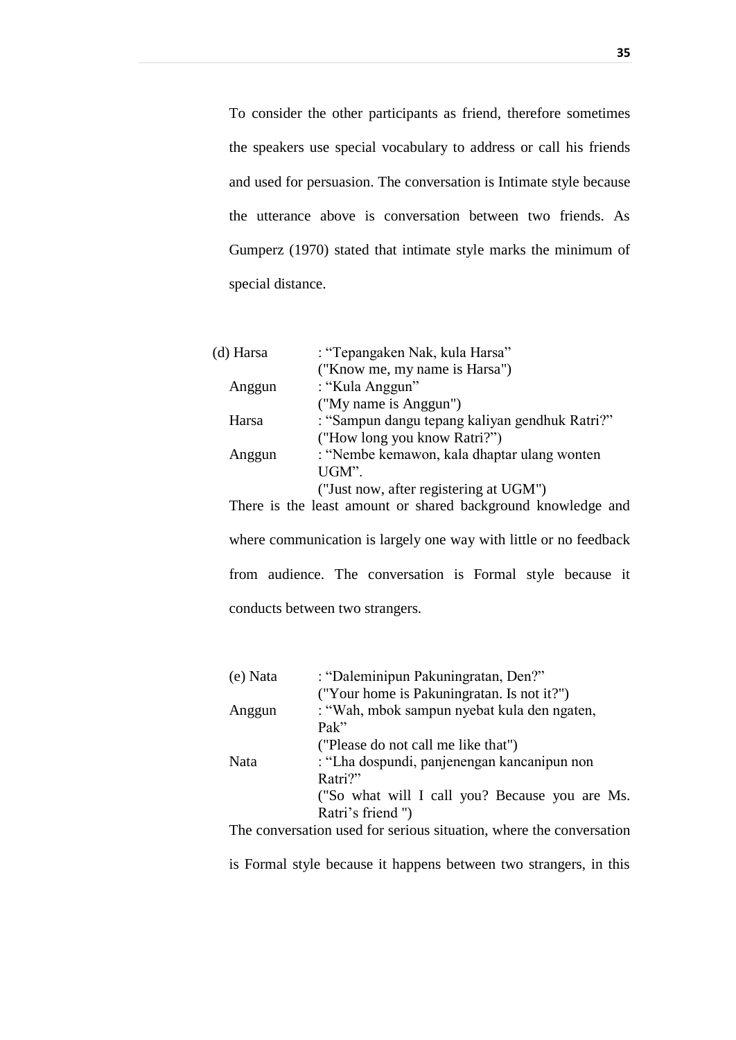To consider the other participants as friend, therefore sometimes the speakers use special vocabulary to address or call his friends and used for persuasion. The conversation is Intimate style because the utterance above is conversation between two friends. As Gumperz (1970) stated that intimate style marks the minimum of special distance.

(d) Harsa : "Tepangaken Nak, kula Harsa"
("Know me, my name is Harsa")
Anggun : "Kula Anggun"
("My name is Anggun")
Harsa : "Sampun dangu tepang kaliyan gendhuk Ratri?"
("How long you know Ratri?")
Anggun : "Nembe kemawon, kala dhaptar ulang wonten UGM".
("Just now, after registering at UGM")

There is the least amount or shared background knowledge and where communication is largely one way with little or no feedback from audience. The conversation is Formal style because it conducts between two strangers.

(e) Nata : "Daleminipun Pakuningratan, Den?"
("Your home is Pakuningratan. Is not it?")
Anggun : "Wah, mbok sampun nyebat kula den ngaten, Pak"
("Please do not call me like that")
Nata : "Lha dospundi, panjenengan kancanipun non Ratri?"
("So what will I call you? Because you are Ms. Ratri's friend ")

The conversation used for serious situation, where the conversation is Formal style because it happens between two strangers, in this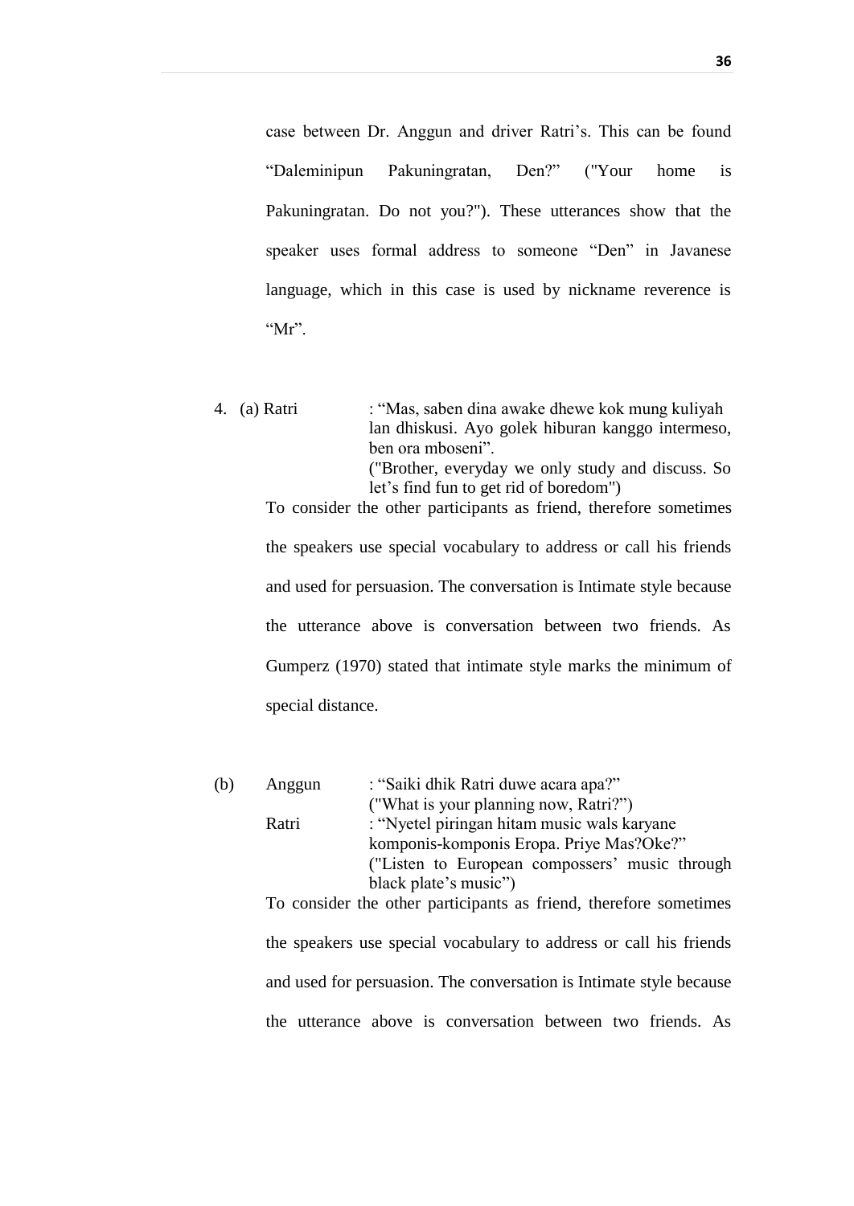case between Dr. Anggun and driver Ratri's. This can be found "Daleminipun Pakuningratan, Den?" ("Your home is Pakuningratan. Do not you?"). These utterances show that the speaker uses formal address to someone "Den" in Javanese language, which in this case is used by nickname reverence is "Mr".

4. (a) Ratri : "Mas, saben dina awake dhewe kok mung kuliyah lan dhiskusi. Ayo golek hiburan kanggo intermeso, ben ora mboseni".
("Brother, everyday we only study and discuss. So let's find fun to get rid of boredom")

To consider the other participants as friend, therefore sometimes the speakers use special vocabulary to address or call his friends and used for persuasion. The conversation is Intimate style because the utterance above is conversation between two friends. As Gumperz (1970) stated that intimate style marks the minimum of special distance.

(b) Anggun : "Saiki dhik Ratri duwe acara apa?"
("What is your planning now, Ratri?")
Ratri : "Nyetel piringan hitam music wals karyane komponis-komponis Eropa. Priye Mas?Oke?"
("Listen to European compossers' music through black plate's music")

To consider the other participants as friend, therefore sometimes the speakers use special vocabulary to address or call his friends and used for persuasion. The conversation is Intimate style because the utterance above is conversation between two friends. As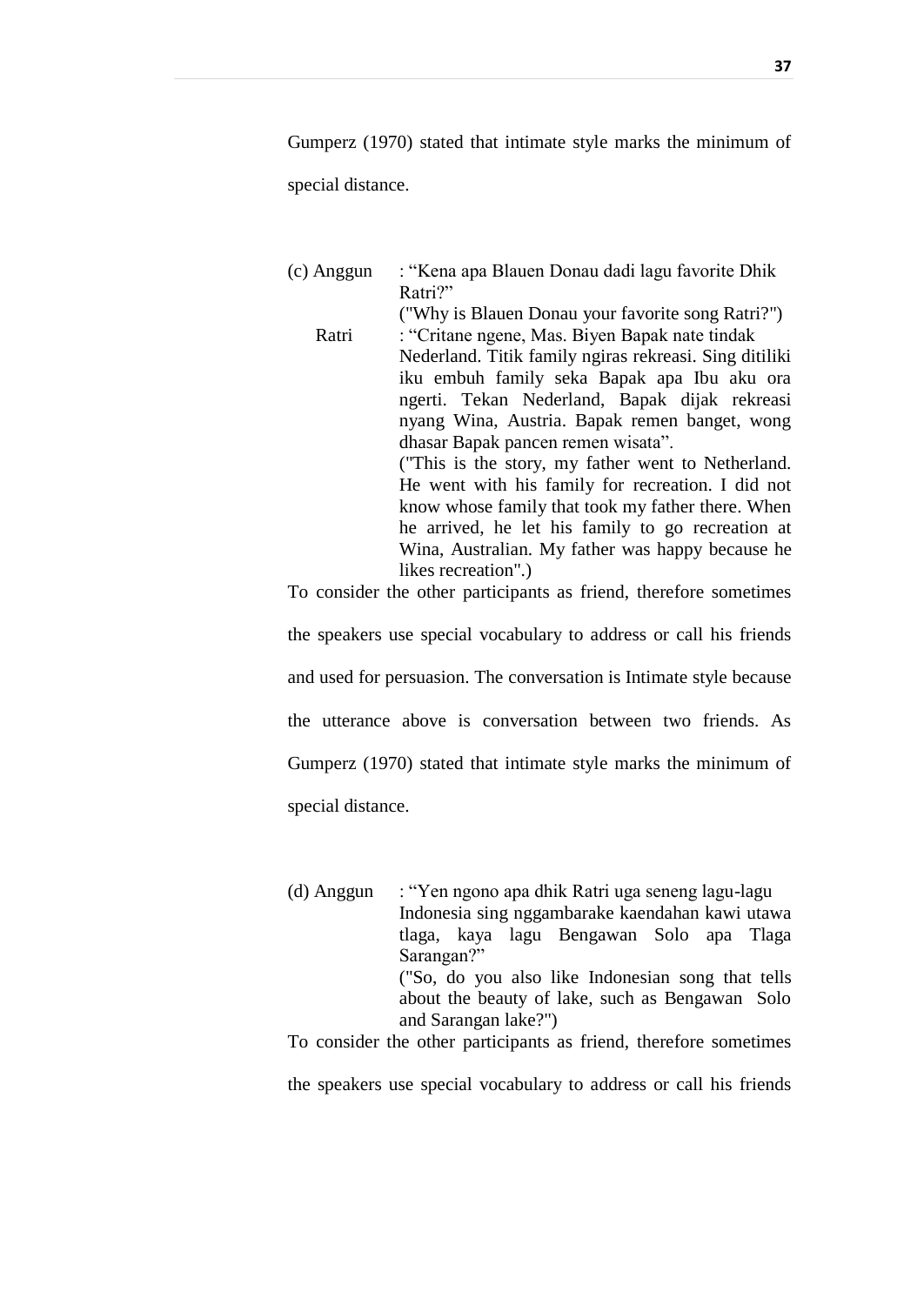Gumperz (1970) stated that intimate style marks the minimum of special distance.

(c) Anggun : "Kena apa Blauen Donau dadi lagu favorite Dhik Ratri?"
("Why is Blauen Donau your favorite song Ratri?")

Ratri : "Critane ngene, Mas. Biyen Bapak nate tindak Nederland. Titik family ngiras rekreasi. Sing ditiliki iku embuh family seka Bapak apa Ibu aku ora ngerti. Tekan Nederland, Bapak dijak rekreasi nyang Wina, Austria. Bapak remen banget, wong dhasar Bapak pancen remen wisata".
("This is the story, my father went to Netherland. He went with his family for recreation. I did not know whose family that took my father there. When he arrived, he let his family to go recreation at Wina, Australian. My father was happy because he likes recreation".)

To consider the other participants as friend, therefore sometimes the speakers use special vocabulary to address or call his friends and used for persuasion. The conversation is Intimate style because the utterance above is conversation between two friends. As Gumperz (1970) stated that intimate style marks the minimum of special distance.

(d) Anggun : "Yen ngono apa dhik Ratri uga seneng lagu-lagu Indonesia sing nggambarake kaendahan kawi utawa tlaga, kaya lagu Bengawan Solo apa Tlaga Sarangan?"
("So, do you also like Indonesian song that tells about the beauty of lake, such as Bengawan Solo and Sarangan lake?")

To consider the other participants as friend, therefore sometimes the speakers use special vocabulary to address or call his friends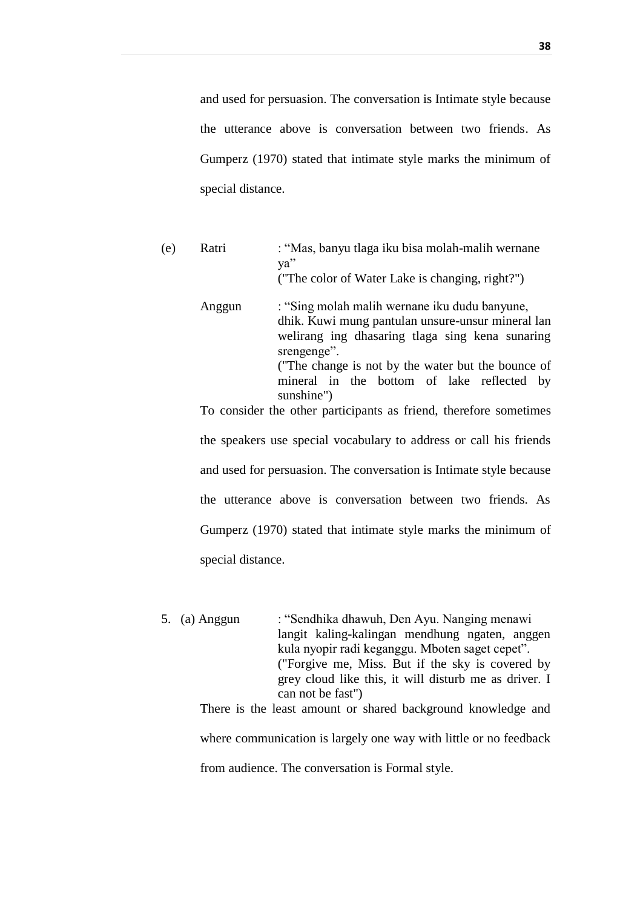and used for persuasion. The conversation is Intimate style because the utterance above is conversation between two friends. As Gumperz (1970) stated that intimate style marks the minimum of special distance.

(e) Ratri : "Mas, banyu tlaga iku bisa molah-malih wernane ya"
("The color of Water Lake is changing, right?")

Anggun : "Sing molah malih wernane iku dudu banyune, dhik. Kuwi mung pantulan unsure-unsur mineral lan welirang ing dhasaring tlaga sing kena sunaring srengenge".
("The change is not by the water but the bounce of mineral in the bottom of lake reflected by sunshine")

To consider the other participants as friend, therefore sometimes the speakers use special vocabulary to address or call his friends and used for persuasion. The conversation is Intimate style because the utterance above is conversation between two friends. As Gumperz (1970) stated that intimate style marks the minimum of special distance.

5. (a) Anggun : "Sendhika dhawuh, Den Ayu. Nanging menawi langit kaling-kalingan mendhung ngaten, anggen kula nyopir radi keganggu. Mboten saget cepet".
("Forgive me, Miss. But if the sky is covered by grey cloud like this, it will disturb me as driver. I can not be fast")

There is the least amount or shared background knowledge and where communication is largely one way with little or no feedback from audience. The conversation is Formal style.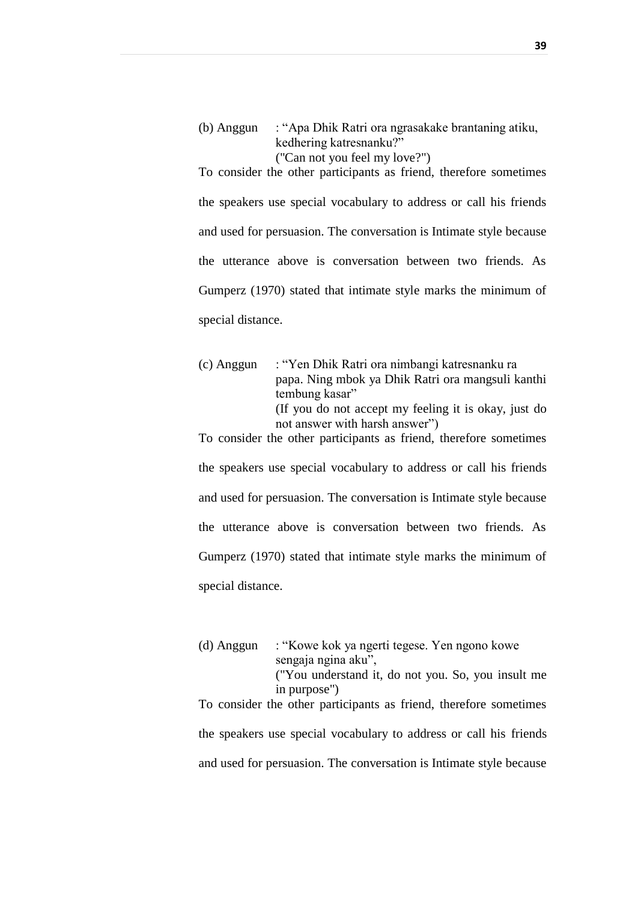(b) Anggun : "Apa Dhik Ratri ora ngrasakake brantaning atiku, kedhering katresnanku?"
("Can not you feel my love?")

To consider the other participants as friend, therefore sometimes the speakers use special vocabulary to address or call his friends and used for persuasion. The conversation is Intimate style because the utterance above is conversation between two friends. As Gumperz (1970) stated that intimate style marks the minimum of special distance.

(c) Anggun : "Yen Dhik Ratri ora nimbangi katresnanku ra papa. Ning mbok ya Dhik Ratri ora mangsuli kanthi tembung kasar"
(If you do not accept my feeling it is okay, just do not answer with harsh answer")

To consider the other participants as friend, therefore sometimes the speakers use special vocabulary to address or call his friends and used for persuasion. The conversation is Intimate style because the utterance above is conversation between two friends. As Gumperz (1970) stated that intimate style marks the minimum of special distance.

(d) Anggun : "Kowe kok ya ngerti tegese. Yen ngono kowe sengaja ngina aku",
("You understand it, do not you. So, you insult me in purpose")

To consider the other participants as friend, therefore sometimes the speakers use special vocabulary to address or call his friends and used for persuasion. The conversation is Intimate style because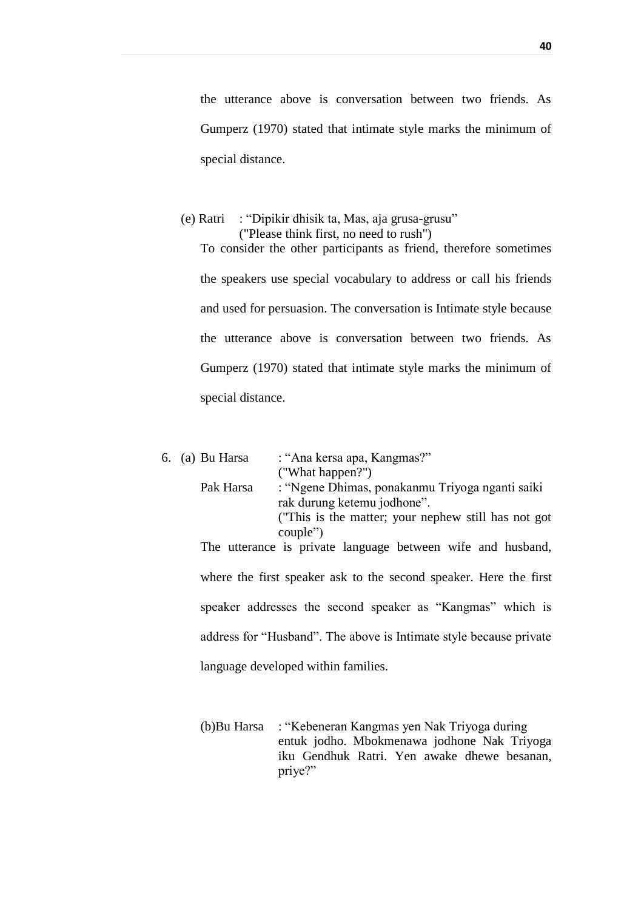the utterance above is conversation between two friends. As Gumperz (1970) stated that intimate style marks the minimum of special distance.

(e) Ratri : "Dipikir dhisik ta, Mas, aja grusa-grusu"
("Please think first, no need to rush")

To consider the other participants as friend, therefore sometimes the speakers use special vocabulary to address or call his friends and used for persuasion. The conversation is Intimate style because the utterance above is conversation between two friends. As Gumperz (1970) stated that intimate style marks the minimum of special distance.

6. (a) Bu Harsa : "Ana kersa apa, Kangmas?"
("What happen?")

Pak Harsa : "Ngene Dhimas, ponakanmu Triyoga nganti saiki rak durung ketemu jodhone".
("This is the matter; your nephew still has not got couple")

The utterance is private language between wife and husband, where the first speaker ask to the second speaker. Here the first speaker addresses the second speaker as "Kangmas" which is address for "Husband". The above is Intimate style because private language developed within families.

(b) Bu Harsa : "Kebeneran Kangmas yen Nak Triyoga during entuk jodho. Mbokmenawa jodhone Nak Triyoga iku Gendhuk Ratri. Yen awake dhewe besanan, priye?"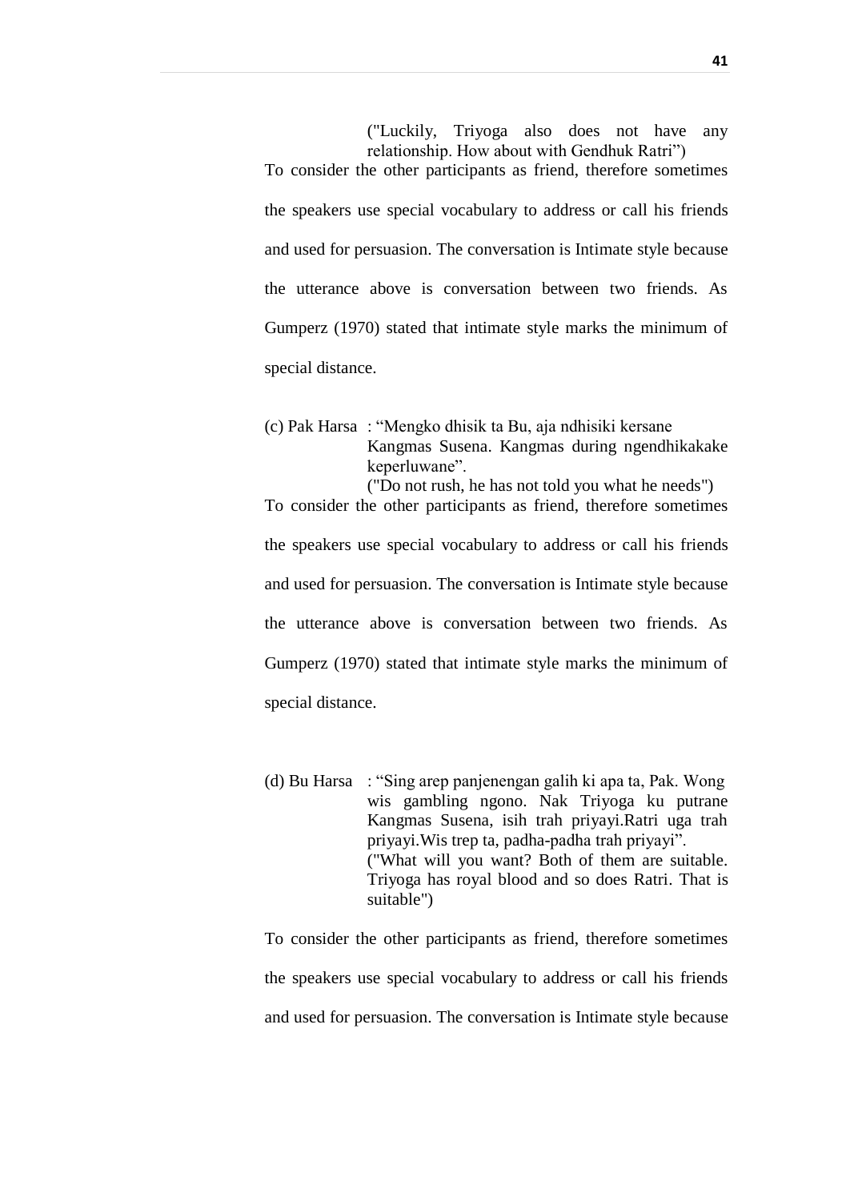("Luckily, Triyoga also does not have any relationship. How about with Gendhuk Ratri")

To consider the other participants as friend, therefore sometimes the speakers use special vocabulary to address or call his friends and used for persuasion. The conversation is Intimate style because the utterance above is conversation between two friends. As Gumperz (1970) stated that intimate style marks the minimum of special distance.

(c) Pak Harsa : "Mengko dhisik ta Bu, aja ndhisiki kersane Kangmas Susena. Kangmas during ngendhikakake keperluwane".
("Do not rush, he has not told you what he needs")

To consider the other participants as friend, therefore sometimes the speakers use special vocabulary to address or call his friends and used for persuasion. The conversation is Intimate style because the utterance above is conversation between two friends. As Gumperz (1970) stated that intimate style marks the minimum of special distance.

(d) Bu Harsa : "Sing arep panjenengan galih ki apa ta, Pak. Wong wis gambling ngono. Nak Triyoga ku putrane Kangmas Susena, isih trah priyayi.Ratri uga trah priyayi.Wis trep ta, padha-padha trah priyayi".
("What will you want? Both of them are suitable. Triyoga has royal blood and so does Ratri. That is suitable")

To consider the other participants as friend, therefore sometimes the speakers use special vocabulary to address or call his friends and used for persuasion. The conversation is Intimate style because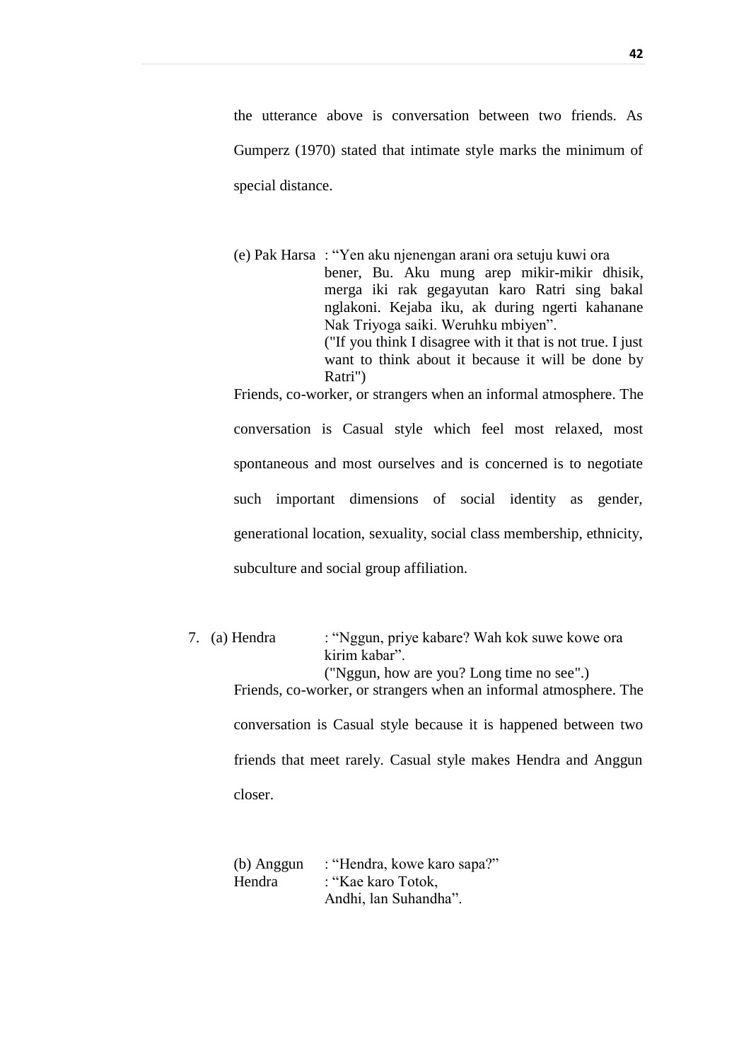the utterance above is conversation between two friends. As Gumperz (1970) stated that intimate style marks the minimum of special distance.

(e) Pak Harsa : "Yen aku njenengan arani ora setuju kuwi ora bener, Bu. Aku mung arep mikir-mikir dhisik, merga iki rak gegayutan karo Ratri sing bakal nglakoni. Kejaba iku, ak during ngerti kahanane Nak Triyoga saiki. Weruhku mbiyen".
("If you think I disagree with it that is not true. I just want to think about it because it will be done by Ratri")

Friends, co-worker, or strangers when an informal atmosphere. The conversation is Casual style which feel most relaxed, most spontaneous and most ourselves and is concerned is to negotiate such important dimensions of social identity as gender, generational location, sexuality, social class membership, ethnicity, subculture and social group affiliation.

7. (a) Hendra : "Nggun, priye kabare? Wah kok suwe kowe ora kirim kabar".
("Nggun, how are you? Long time no see".)

Friends, co-worker, or strangers when an informal atmosphere. The conversation is Casual style because it is happened between two friends that meet rarely. Casual style makes Hendra and Anggun closer.

(b) Anggun : "Hendra, kowe karo sapa?"
Hendra : "Kae karo Totok, Andhi, lan Suhandha".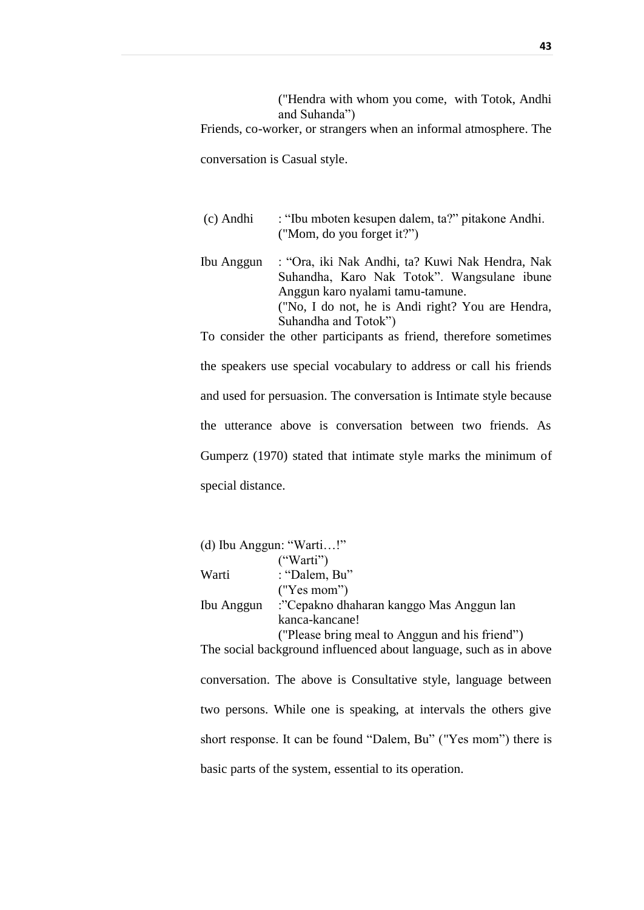("Hendra with whom you come,  with Totok, Andhi and Suhanda")

Friends, co-worker, or strangers when an informal atmosphere. The conversation is Casual style.

(c) Andhi : "Ibu mboten kesupen dalem, ta?" pitakone Andhi.
("Mom, do you forget it?")

Ibu Anggun : "Ora, iki Nak Andhi, ta? Kuwi Nak Hendra, Nak Suhandha, Karo Nak Totok". Wangsulane ibune Anggun karo nyalami tamu-tamune.
("No, I do not, he is Andi right? You are Hendra, Suhandha and Totok")

To consider the other participants as friend, therefore sometimes the speakers use special vocabulary to address or call his friends and used for persuasion. The conversation is Intimate style because the utterance above is conversation between two friends. As Gumperz (1970) stated that intimate style marks the minimum of special distance.

(d) Ibu Anggun: "Warti…!"
("Warti")

Warti : "Dalem, Bu"
("Yes mom")

Ibu Anggun :"Cepakno dhaharan kanggo Mas Anggun lan kanca-kancane!
("Please bring meal to Anggun and his friend")

The social background influenced about language, such as in above conversation. The above is Consultative style, language between two persons. While one is speaking, at intervals the others give short response. It can be found "Dalem, Bu" ("Yes mom") there is basic parts of the system, essential to its operation.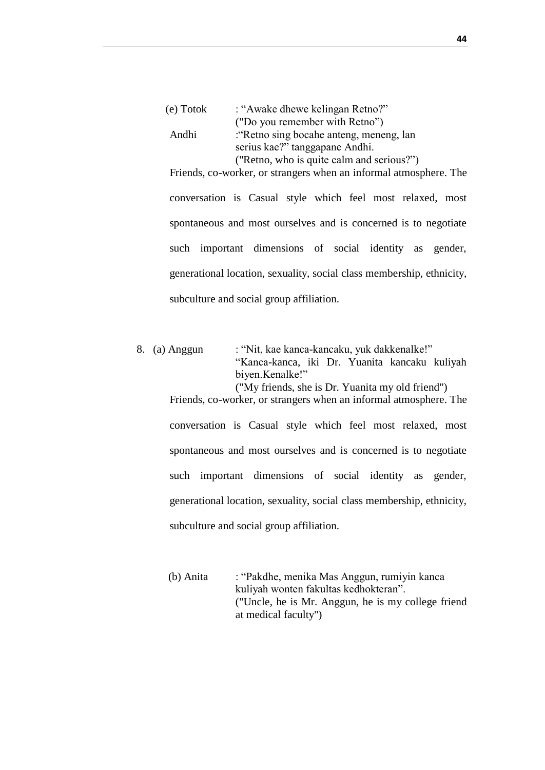(e) Totok : "Awake dhewe kelingan Retno?"
("Do you remember with Retno")

Andhi :"Retno sing bocahe anteng, meneng, lan serius kae?" tanggapane Andhi.
("Retno, who is quite calm and serious?")

Friends, co-worker, or strangers when an informal atmosphere. The conversation is Casual style which feel most relaxed, most spontaneous and most ourselves and is concerned is to negotiate such important dimensions of social identity as gender, generational location, sexuality, social class membership, ethnicity, subculture and social group affiliation.

8. (a) Anggun : "Nit, kae kanca-kancaku, yuk dakkenalke!"
"Kanca-kanca, iki Dr. Yuanita kancaku kuliyah biyen.Kenalke!"
("My friends, she is Dr. Yuanita my old friend")

Friends, co-worker, or strangers when an informal atmosphere. The conversation is Casual style which feel most relaxed, most spontaneous and most ourselves and is concerned is to negotiate such important dimensions of social identity as gender, generational location, sexuality, social class membership, ethnicity, subculture and social group affiliation.

(b) Anita : "Pakdhe, menika Mas Anggun, rumiyin kanca kuliyah wonten fakultas kedhokteran".
("Uncle, he is Mr. Anggun, he is my college friend at medical faculty")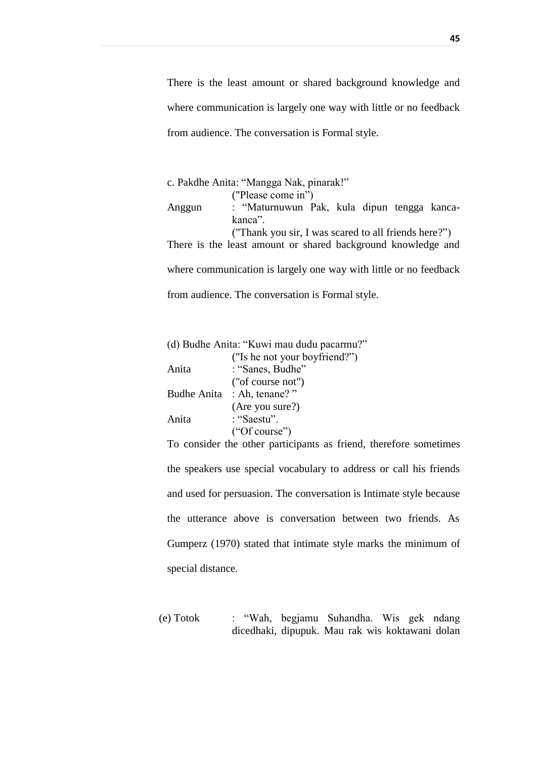There is the least amount or shared background knowledge and where communication is largely one way with little or no feedback from audience. The conversation is Formal style.

c. Pakdhe Anita: "Mangga Nak, pinarak!"
("Please come in")
Anggun : "Maturnuwun Pak, kula dipun tengga kanca-kanca".
("Thank you sir, I was scared to all friends here?")

There is the least amount or shared background knowledge and where communication is largely one way with little or no feedback from audience. The conversation is Formal style.

(d) Budhe Anita: "Kuwi mau dudu pacarmu?"
("Is he not your boyfriend?")
Anita : "Sanes, Budhe"
("of course not")
Budhe Anita : Ah, tenane? "
(Are you sure?)
Anita : "Saestu".
("Of course")

To consider the other participants as friend, therefore sometimes the speakers use special vocabulary to address or call his friends and used for persuasion. The conversation is Intimate style because the utterance above is conversation between two friends. As Gumperz (1970) stated that intimate style marks the minimum of special distance.

(e) Totok : "Wah, begjamu Suhandha. Wis gek ndang dicedhaki, dipupuk. Mau rak wis koktawani dolan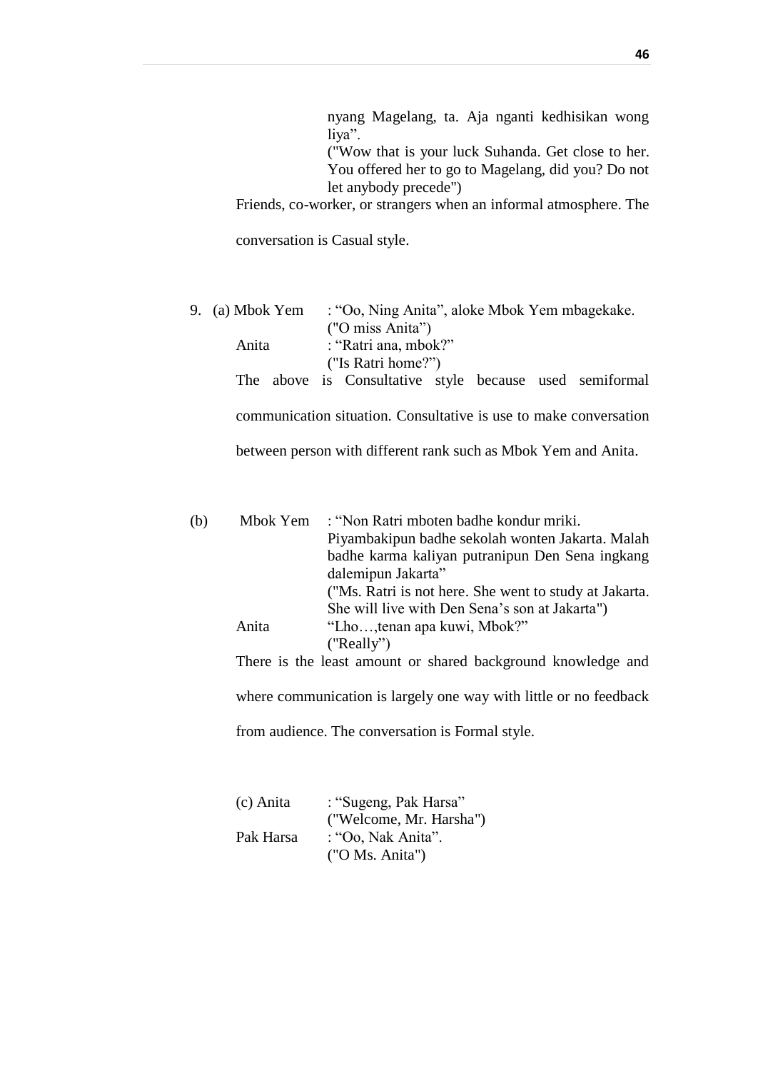nyang Magelang, ta. Aja nganti kedhisikan wong liya".

("Wow that is your luck Suhanda. Get close to her. You offered her to go to Magelang, did you? Do not let anybody precede")

Friends, co-worker, or strangers when an informal atmosphere. The conversation is Casual style.

9. (a) Mbok Yem : "Oo, Ning Anita", aloke Mbok Yem mbagekake.

("O miss Anita")

Anita : "Ratri ana, mbok?"

("Is Ratri home?")

The above is Consultative style because used semiformal communication situation. Consultative is use to make conversation between person with different rank such as Mbok Yem and Anita.

(b) Mbok Yem : "Non Ratri mboten badhe kondur mriki. Piyambakipun badhe sekolah wonten Jakarta. Malah badhe karma kaliyan putranipun Den Sena ingkang dalemipun Jakarta"

("Ms. Ratri is not here. She went to study at Jakarta. She will live with Den Sena's son at Jakarta")

Anita "Lho…,tenan apa kuwi, Mbok?"

("Really")

There is the least amount or shared background knowledge and where communication is largely one way with little or no feedback from audience. The conversation is Formal style.

(c) Anita : "Sugeng, Pak Harsa"

("Welcome, Mr. Harsha")

Pak Harsa : "Oo, Nak Anita".

("O Ms. Anita")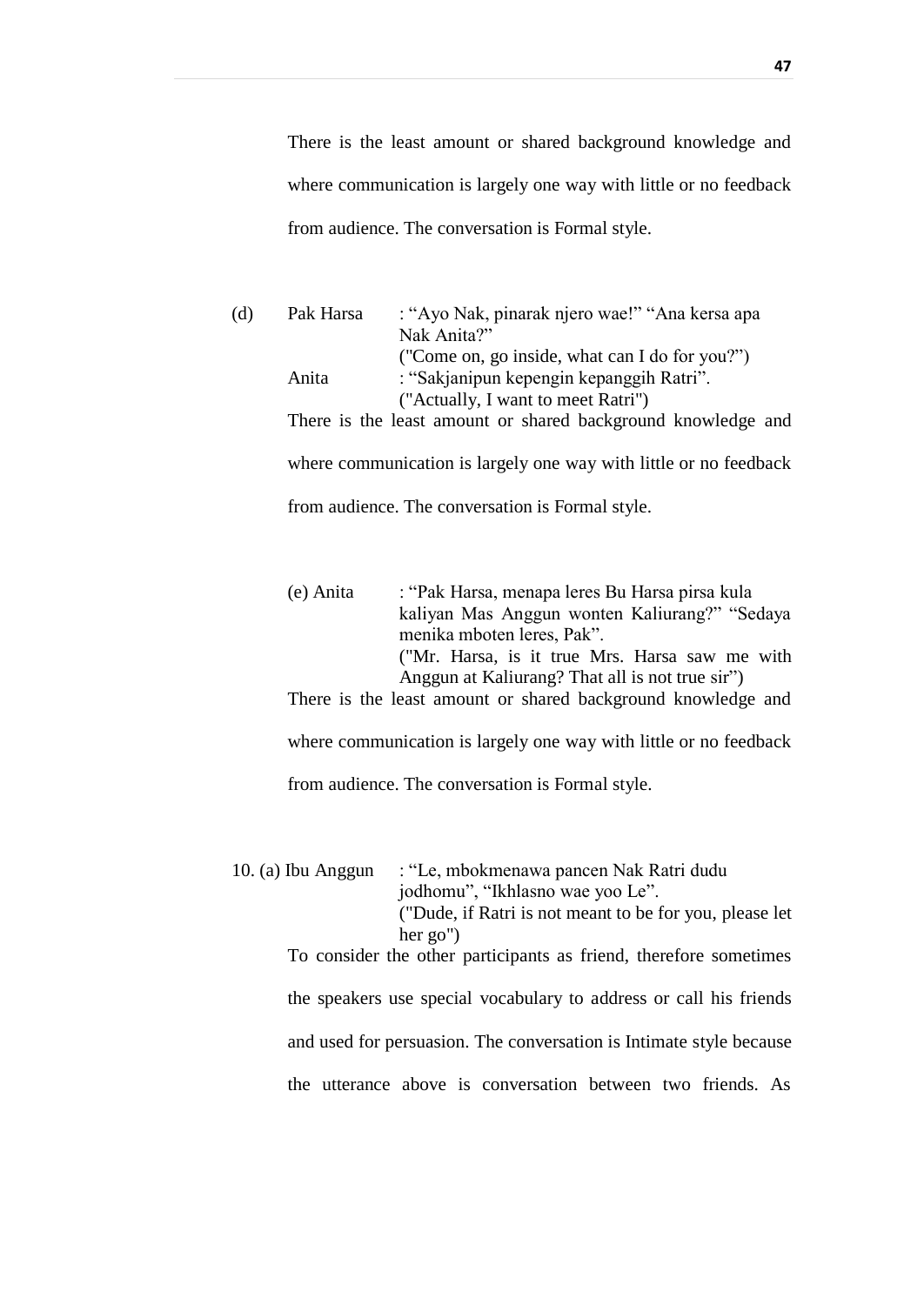There is the least amount or shared background knowledge and where communication is largely one way with little or no feedback from audience. The conversation is Formal style.

(d) Pak Harsa : "Ayo Nak, pinarak njero wae!" "Ana kersa apa Nak Anita?"
("Come on, go inside, what can I do for you?")
Anita : "Sakjanipun kepengin kepanggih Ratri".
("Actually, I want to meet Ratri")

There is the least amount or shared background knowledge and where communication is largely one way with little or no feedback from audience. The conversation is Formal style.

(e) Anita : "Pak Harsa, menapa leres Bu Harsa pirsa kula kaliyan Mas Anggun wonten Kaliurang?" "Sedaya menika mboten leres, Pak".
("Mr. Harsa, is it true Mrs. Harsa saw me with Anggun at Kaliurang? That all is not true sir")

There is the least amount or shared background knowledge and where communication is largely one way with little or no feedback from audience. The conversation is Formal style.

10. (a) Ibu Anggun : "Le, mbokmenawa pancen Nak Ratri dudu jodhomu", "Ikhlasno wae yoo Le".
("Dude, if Ratri is not meant to be for you, please let her go")

To consider the other participants as friend, therefore sometimes the speakers use special vocabulary to address or call his friends and used for persuasion. The conversation is Intimate style because the utterance above is conversation between two friends. As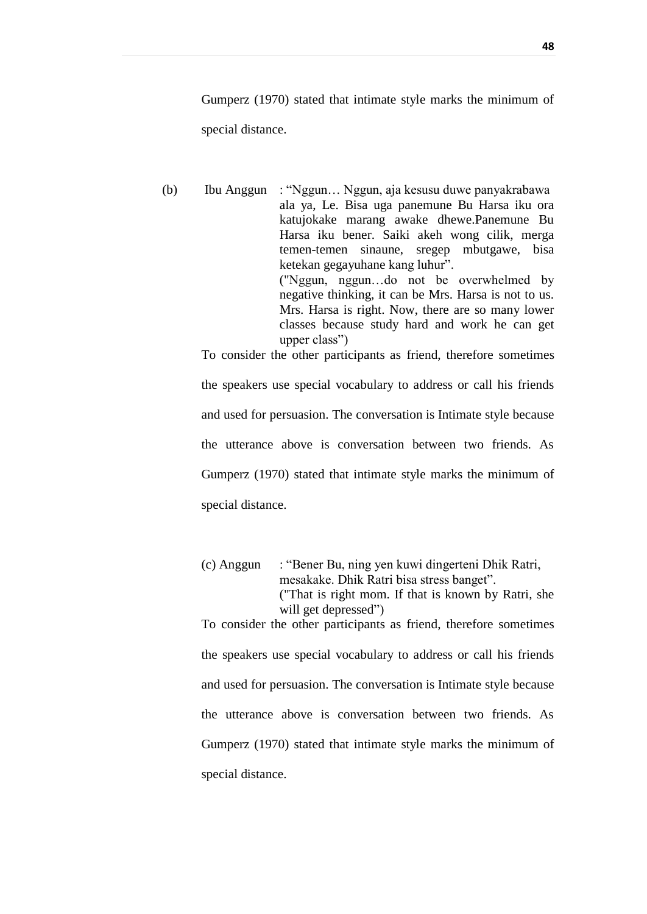Gumperz (1970) stated that intimate style marks the minimum of special distance.

(b) Ibu Anggun : "Nggun… Nggun, aja kesusu duwe panyakrabawa ala ya, Le. Bisa uga panemune Bu Harsa iku ora katujokake marang awake dhewe.Panemune Bu Harsa iku bener. Saiki akeh wong cilik, merga temen-temen sinaune, sregep mbutgawe, bisa ketekan gegayuhane kang luhur".
("Nggun, nggun…do not be overwhelmed by negative thinking, it can be Mrs. Harsa is not to us. Mrs. Harsa is right. Now, there are so many lower classes because study hard and work he can get upper class")

To consider the other participants as friend, therefore sometimes the speakers use special vocabulary to address or call his friends and used for persuasion. The conversation is Intimate style because the utterance above is conversation between two friends. As Gumperz (1970) stated that intimate style marks the minimum of special distance.

(c) Anggun : "Bener Bu, ning yen kuwi dingerteni Dhik Ratri, mesakake. Dhik Ratri bisa stress banget".
("That is right mom. If that is known by Ratri, she will get depressed")

To consider the other participants as friend, therefore sometimes the speakers use special vocabulary to address or call his friends and used for persuasion. The conversation is Intimate style because the utterance above is conversation between two friends. As Gumperz (1970) stated that intimate style marks the minimum of special distance.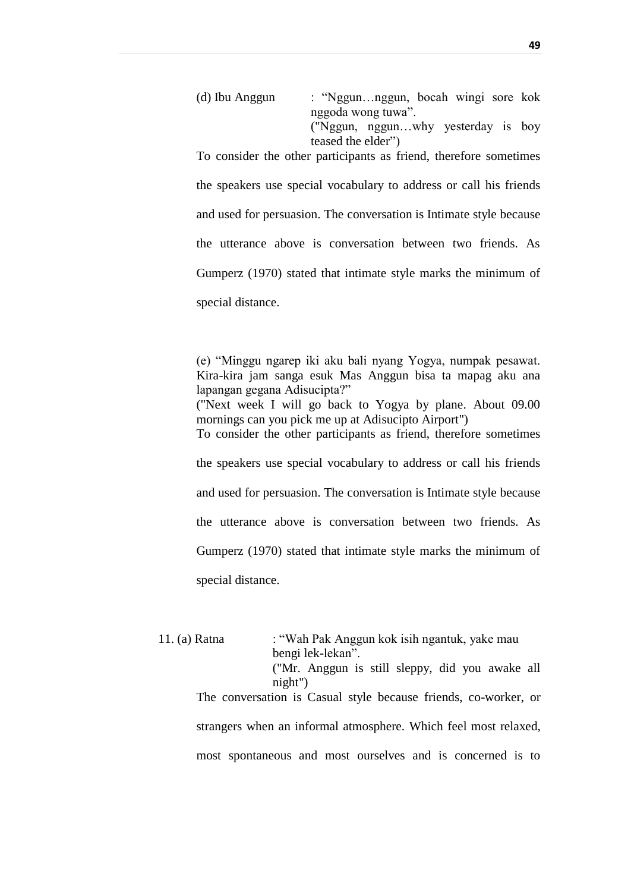(d) Ibu Anggun : "Nggun…nggun, bocah wingi sore kok nggoda wong tuwa".
("Nggun, nggun…why yesterday is boy teased the elder")

To consider the other participants as friend, therefore sometimes the speakers use special vocabulary to address or call his friends and used for persuasion. The conversation is Intimate style because the utterance above is conversation between two friends. As Gumperz (1970) stated that intimate style marks the minimum of special distance.

(e) "Minggu ngarep iki aku bali nyang Yogya, numpak pesawat. Kira-kira jam sanga esuk Mas Anggun bisa ta mapag aku ana lapangan gegana Adisucipta?"
("Next week I will go back to Yogya by plane. About 09.00 mornings can you pick me up at Adisucipto Airport")

To consider the other participants as friend, therefore sometimes the speakers use special vocabulary to address or call his friends and used for persuasion. The conversation is Intimate style because the utterance above is conversation between two friends. As Gumperz (1970) stated that intimate style marks the minimum of special distance.

11. (a) Ratna : "Wah Pak Anggun kok isih ngantuk, yake mau bengi lek-lekan".
("Mr. Anggun is still sleppy, did you awake all night")

The conversation is Casual style because friends, co-worker, or strangers when an informal atmosphere. Which feel most relaxed, most spontaneous and most ourselves and is concerned is to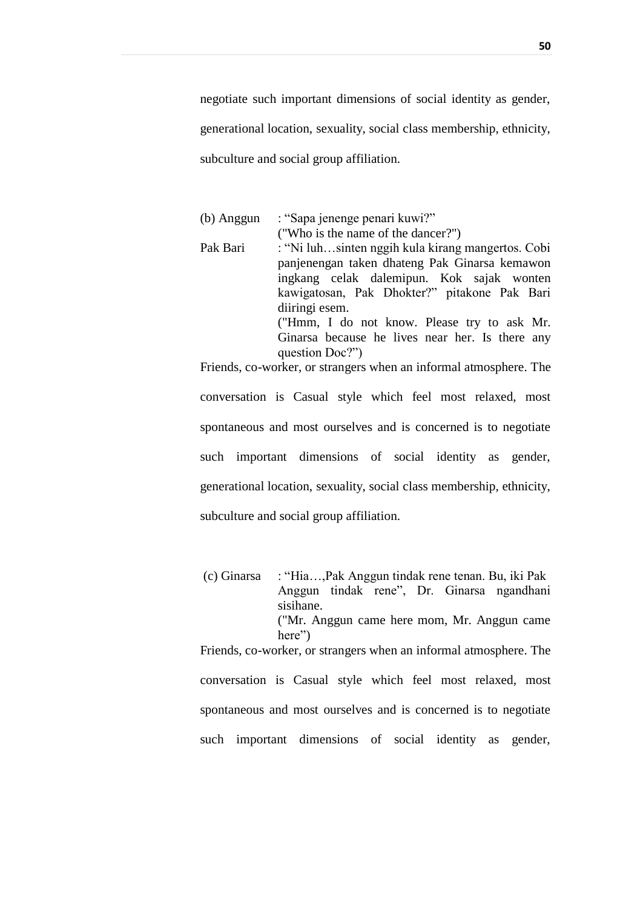negotiate such important dimensions of social identity as gender, generational location, sexuality, social class membership, ethnicity, subculture and social group affiliation.

(b) Anggun : "Sapa jenenge penari kuwi?"
("Who is the name of the dancer?")

Pak Bari : "Ni luh…sinten nggih kula kirang mangertos. Cobi panjenengan taken dhateng Pak Ginarsa kemawon ingkang celak dalemipun. Kok sajak wonten kawigatosan, Pak Dhokter?" pitakone Pak Bari diiringi esem.
("Hmm, I do not know. Please try to ask Mr. Ginarsa because he lives near her. Is there any question Doc?")

Friends, co-worker, or strangers when an informal atmosphere. The conversation is Casual style which feel most relaxed, most spontaneous and most ourselves and is concerned is to negotiate such important dimensions of social identity as gender, generational location, sexuality, social class membership, ethnicity, subculture and social group affiliation.

(c) Ginarsa : "Hia…,Pak Anggun tindak rene tenan. Bu, iki Pak Anggun tindak rene", Dr. Ginarsa ngandhani sisihane.
("Mr. Anggun came here mom, Mr. Anggun came here")

Friends, co-worker, or strangers when an informal atmosphere. The conversation is Casual style which feel most relaxed, most spontaneous and most ourselves and is concerned is to negotiate such important dimensions of social identity as gender,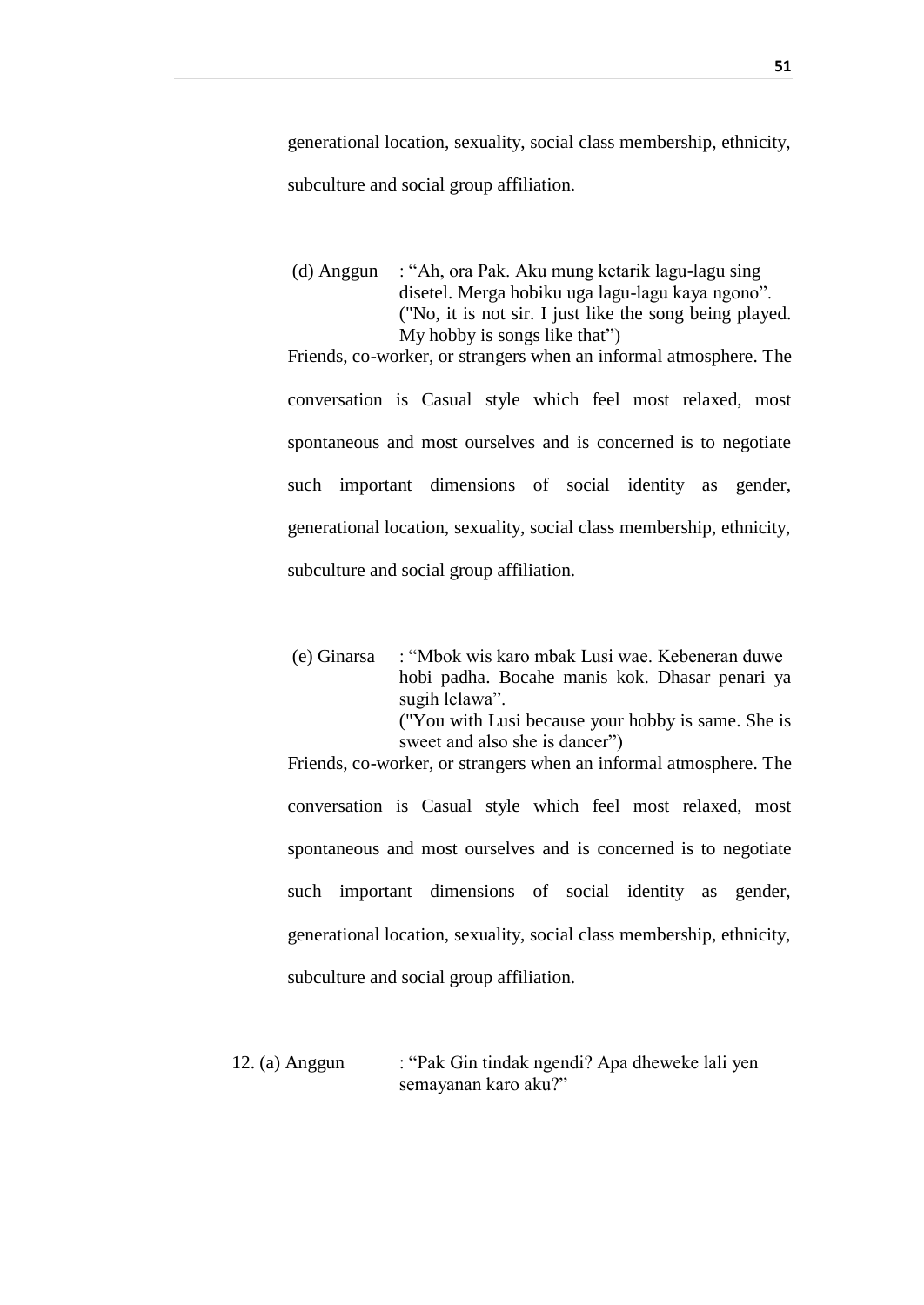generational location, sexuality, social class membership, ethnicity, subculture and social group affiliation.

(d) Anggun : "Ah, ora Pak. Aku mung ketarik lagu-lagu sing disetel. Merga hobiku uga lagu-lagu kaya ngono".
("No, it is not sir. I just like the song being played. My hobby is songs like that")

Friends, co-worker, or strangers when an informal atmosphere. The conversation is Casual style which feel most relaxed, most spontaneous and most ourselves and is concerned is to negotiate such important dimensions of social identity as gender, generational location, sexuality, social class membership, ethnicity, subculture and social group affiliation.

(e) Ginarsa : "Mbok wis karo mbak Lusi wae. Kebeneran duwe hobi padha. Bocahe manis kok. Dhasar penari ya sugih lelawa".
("You with Lusi because your hobby is same. She is sweet and also she is dancer")

Friends, co-worker, or strangers when an informal atmosphere. The conversation is Casual style which feel most relaxed, most spontaneous and most ourselves and is concerned is to negotiate such important dimensions of social identity as gender, generational location, sexuality, social class membership, ethnicity, subculture and social group affiliation.

12. (a) Anggun : "Pak Gin tindak ngendi? Apa dheweke lali yen semayanan karo aku?"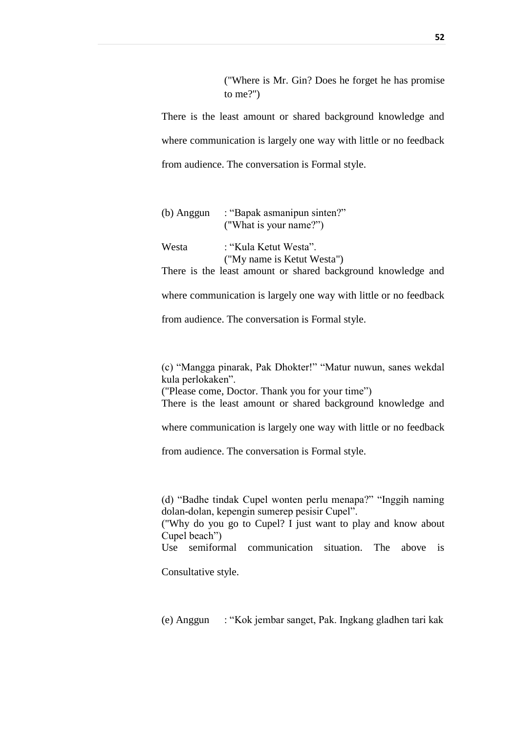("Where is Mr. Gin? Does he forget he has promise to me?")

There is the least amount or shared background knowledge and where communication is largely one way with little or no feedback from audience. The conversation is Formal style.

(b) Anggun : "Bapak asmanipun sinten?"
("What is your name?")

Westa : "Kula Ketut Westa".
("My name is Ketut Westa")

There is the least amount or shared background knowledge and where communication is largely one way with little or no feedback from audience. The conversation is Formal style.

(c) "Mangga pinarak, Pak Dhokter!" "Matur nuwun, sanes wekdal kula perlokaken".
("Please come, Doctor. Thank you for your time")

There is the least amount or shared background knowledge and where communication is largely one way with little or no feedback from audience. The conversation is Formal style.

(d) "Badhe tindak Cupel wonten perlu menapa?" "Inggih naming dolan-dolan, kepengin sumerep pesisir Cupel".
("Why do you go to Cupel? I just want to play and know about Cupel beach")

Use semiformal communication situation. The above is Consultative style.

(e) Anggun : "Kok jembar sanget, Pak. Ingkang gladhen tari kak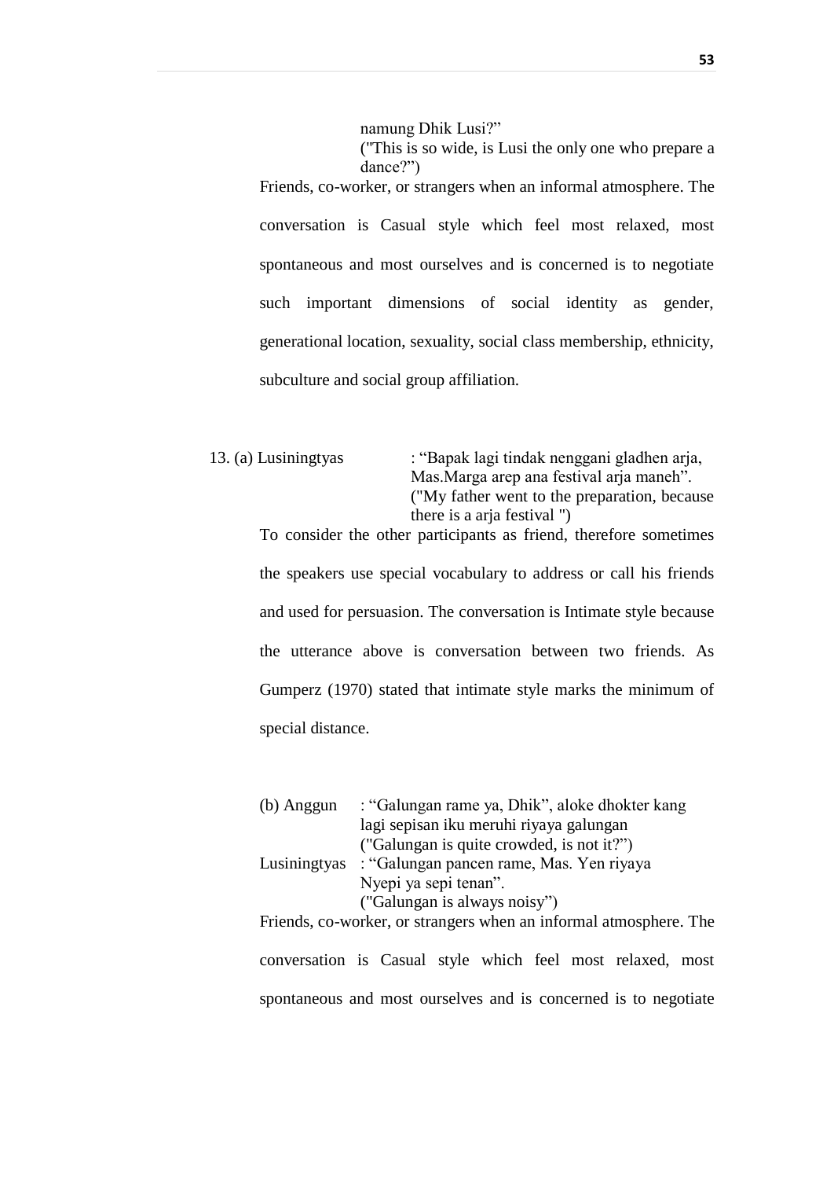namung Dhik Lusi?"
("This is so wide, is Lusi the only one who prepare a dance?")

Friends, co-worker, or strangers when an informal atmosphere. The conversation is Casual style which feel most relaxed, most spontaneous and most ourselves and is concerned is to negotiate such important dimensions of social identity as gender, generational location, sexuality, social class membership, ethnicity, subculture and social group affiliation.

13. (a) Lusiningtyas : "Bapak lagi tindak nenggani gladhen arja, Mas.Marga arep ana festival arja maneh".
("My father went to the preparation, because there is a arja festival ")

To consider the other participants as friend, therefore sometimes the speakers use special vocabulary to address or call his friends and used for persuasion. The conversation is Intimate style because the utterance above is conversation between two friends. As Gumperz (1970) stated that intimate style marks the minimum of special distance.

(b) Anggun : "Galungan rame ya, Dhik", aloke dhokter kang lagi sepisan iku meruhi riyaya galungan
("Galungan is quite crowded, is not it?")

Lusiningtyas : "Galungan pancen rame, Mas. Yen riyaya Nyepi ya sepi tenan".
("Galungan is always noisy")

Friends, co-worker, or strangers when an informal atmosphere. The conversation is Casual style which feel most relaxed, most spontaneous and most ourselves and is concerned is to negotiate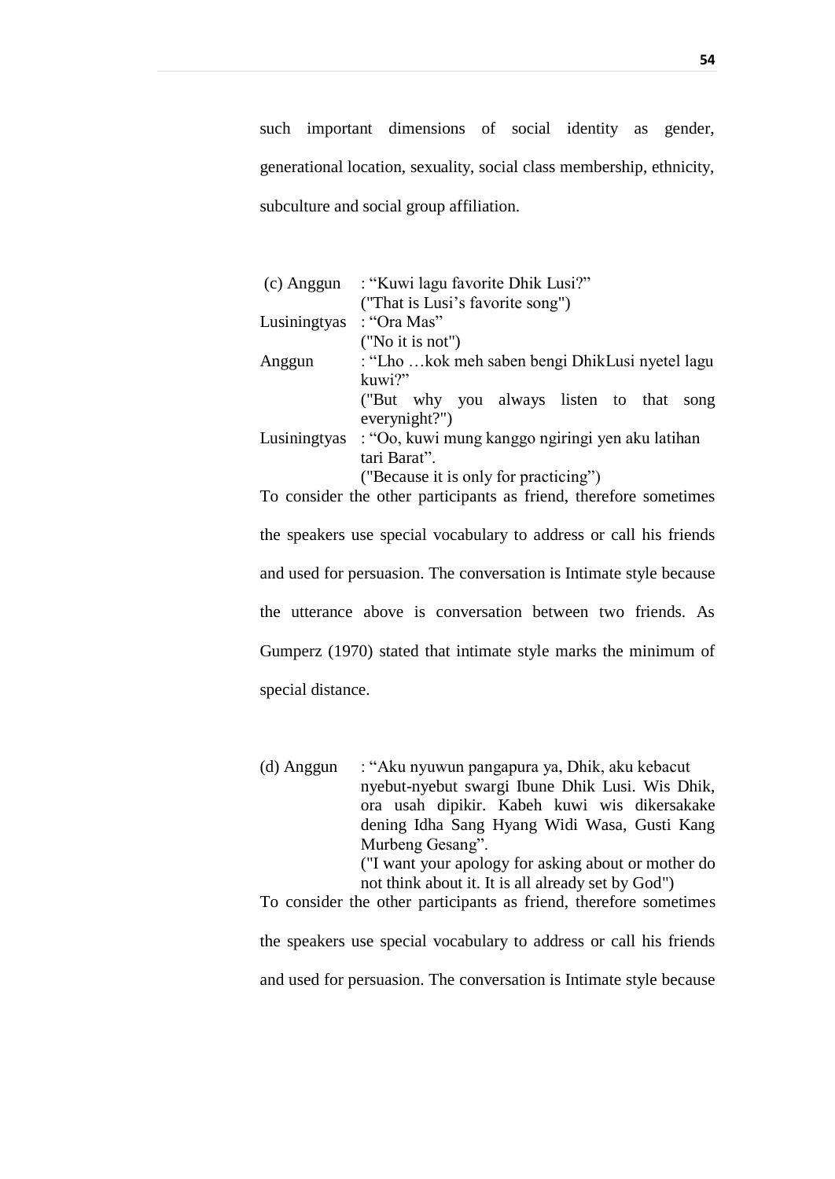such important dimensions of social identity as gender, generational location, sexuality, social class membership, ethnicity, subculture and social group affiliation.

(c) Anggun : "Kuwi lagu favorite Dhik Lusi?"
("That is Lusi's favorite song")
Lusiningtyas : "Ora Mas"
("No it is not")
Anggun : "Lho …kok meh saben bengi DhikLusi nyetel lagu kuwi?"
("But why you always listen to that song everynight?")
Lusiningtyas : "Oo, kuwi mung kanggo ngiringi yen aku latihan tari Barat".
("Because it is only for practicing")

To consider the other participants as friend, therefore sometimes the speakers use special vocabulary to address or call his friends and used for persuasion. The conversation is Intimate style because the utterance above is conversation between two friends. As Gumperz (1970) stated that intimate style marks the minimum of special distance.

(d) Anggun : "Aku nyuwun pangapura ya, Dhik, aku kebacut nyebut-nyebut swargi Ibune Dhik Lusi. Wis Dhik, ora usah dipikir. Kabeh kuwi wis dikersakake dening Idha Sang Hyang Widi Wasa, Gusti Kang Murbeng Gesang".
("I want your apology for asking about or mother do not think about it. It is all already set by God")

To consider the other participants as friend, therefore sometimes the speakers use special vocabulary to address or call his friends and used for persuasion. The conversation is Intimate style because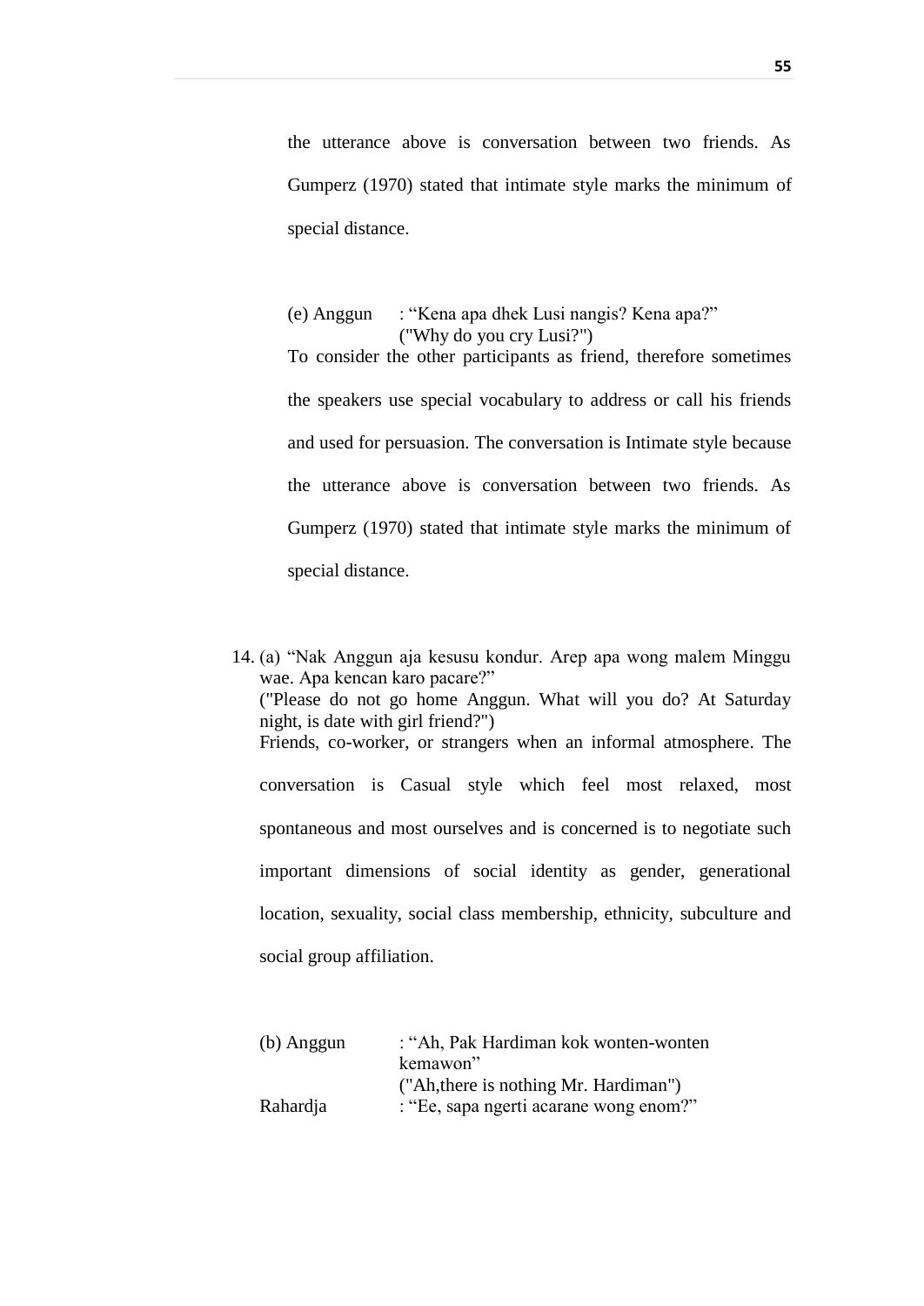the utterance above is conversation between two friends. As Gumperz (1970) stated that intimate style marks the minimum of special distance.

(e) Anggun : "Kena apa dhek Lusi nangis? Kena apa?"
("Why do you cry Lusi?")

To consider the other participants as friend, therefore sometimes the speakers use special vocabulary to address or call his friends and used for persuasion. The conversation is Intimate style because the utterance above is conversation between two friends. As Gumperz (1970) stated that intimate style marks the minimum of special distance.

14. (a) "Nak Anggun aja kesusu kondur. Arep apa wong malem Minggu wae. Apa kencan karo pacare?"
("Please do not go home Anggun. What will you do? At Saturday night, is date with girl friend?")
Friends, co-worker, or strangers when an informal atmosphere. The conversation is Casual style which feel most relaxed, most spontaneous and most ourselves and is concerned is to negotiate such important dimensions of social identity as gender, generational location, sexuality, social class membership, ethnicity, subculture and social group affiliation.

(b) Anggun : "Ah, Pak Hardiman kok wonten-wonten kemawon"
("Ah,there is nothing Mr. Hardiman")
Rahardja : "Ee, sapa ngerti acarane wong enom?"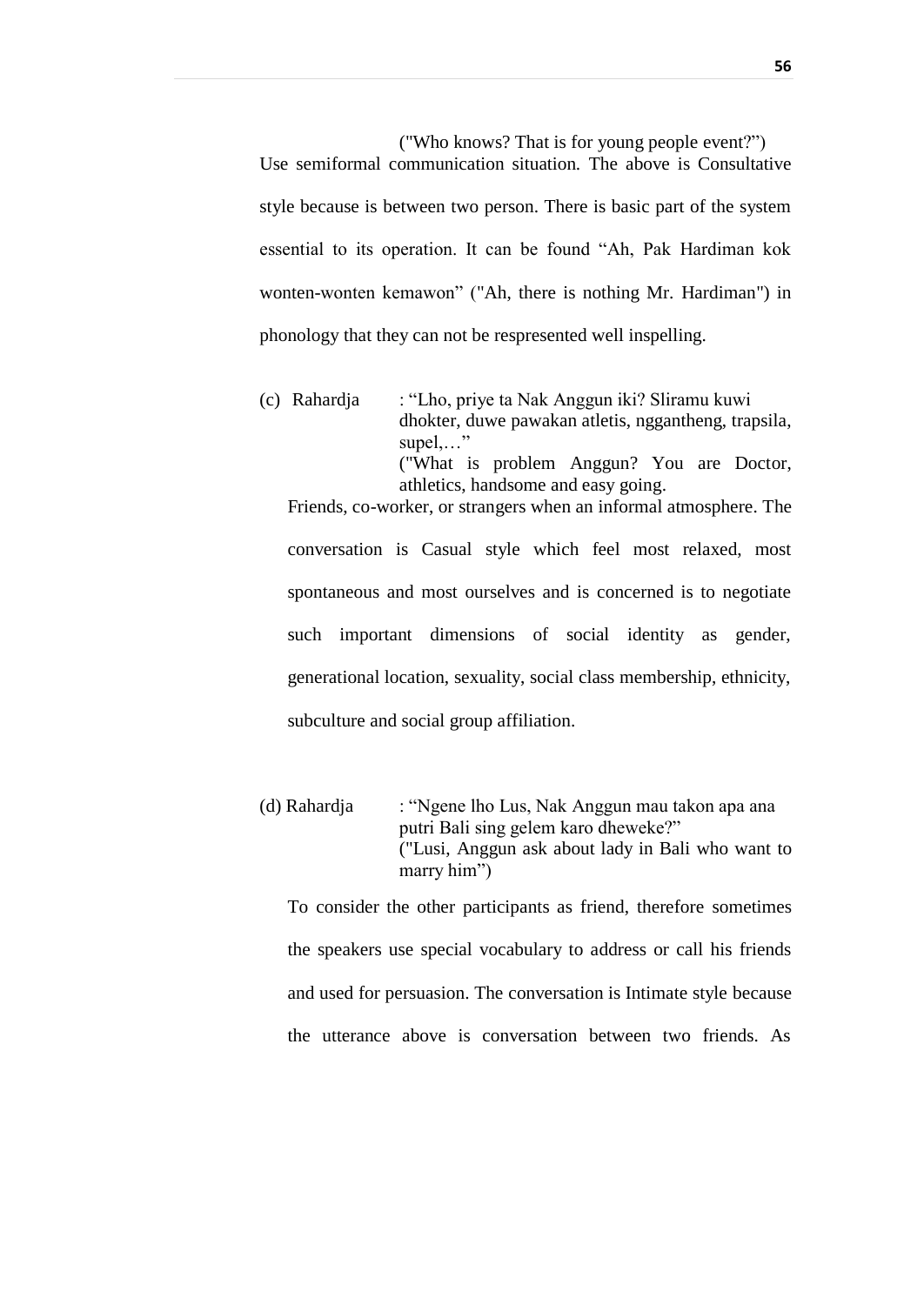("Who knows? That is for young people event?")

Use semiformal communication situation. The above is Consultative style because is between two person. There is basic part of the system essential to its operation. It can be found "Ah, Pak Hardiman kok wonten-wonten kemawon" ("Ah, there is nothing Mr. Hardiman") in phonology that they can not be respresented well inspelling.

(c) Rahardja : "Lho, priye ta Nak Anggun iki? Sliramu kuwi dhokter, duwe pawakan atletis, nggantheng, trapsila, supel,…"
("What is problem Anggun? You are Doctor, athletics, handsome and easy going.

Friends, co-worker, or strangers when an informal atmosphere. The conversation is Casual style which feel most relaxed, most spontaneous and most ourselves and is concerned is to negotiate such important dimensions of social identity as gender, generational location, sexuality, social class membership, ethnicity, subculture and social group affiliation.

(d) Rahardja : "Ngene lho Lus, Nak Anggun mau takon apa ana putri Bali sing gelem karo dheweke?"
("Lusi, Anggun ask about lady in Bali who want to marry him")

To consider the other participants as friend, therefore sometimes the speakers use special vocabulary to address or call his friends and used for persuasion. The conversation is Intimate style because the utterance above is conversation between two friends. As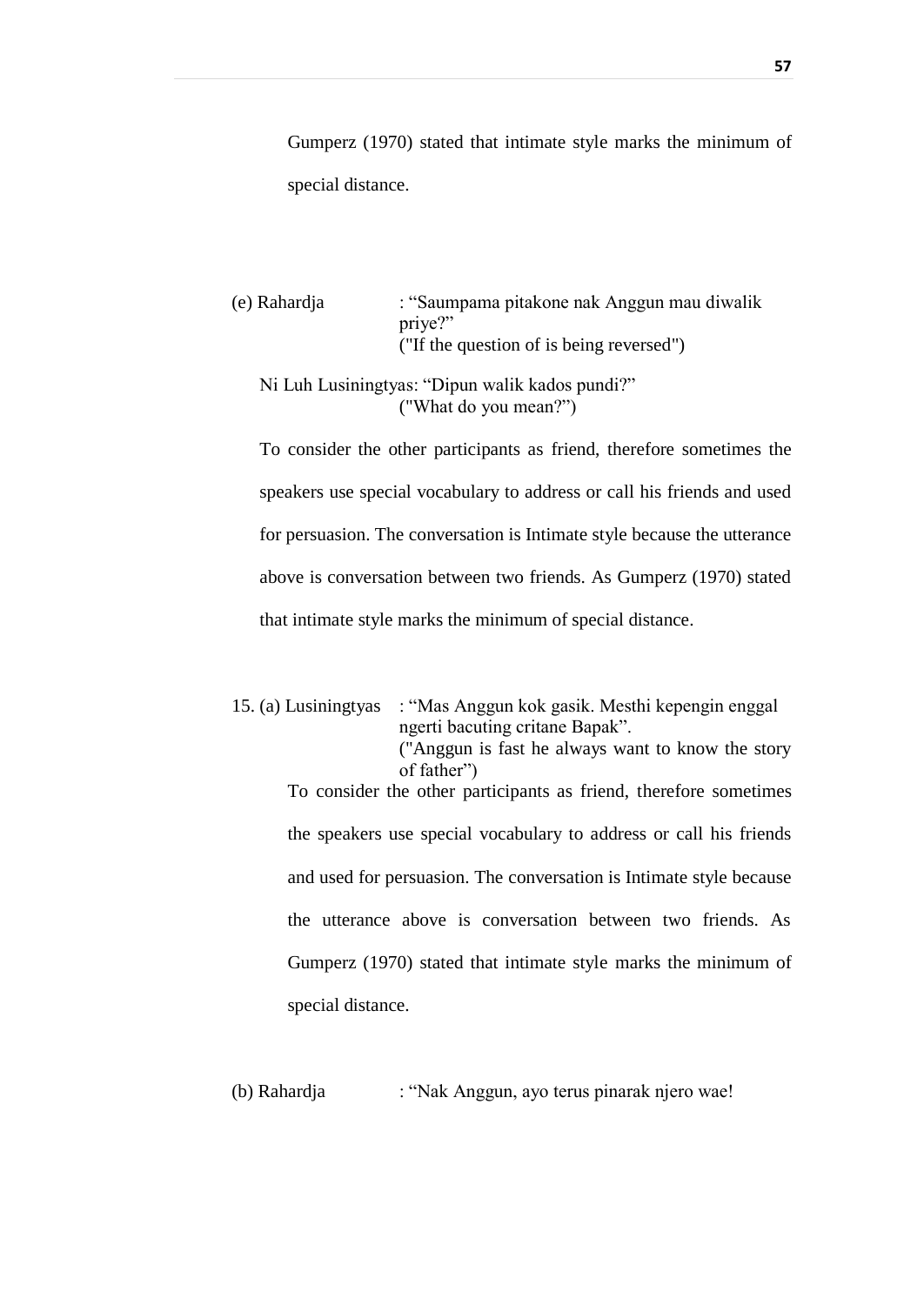Gumperz (1970) stated that intimate style marks the minimum of special distance.

(e) Rahardja : "Saumpama pitakone nak Anggun mau diwalik priye?"
("If the question of is being reversed")

Ni Luh Lusiningtyas: "Dipun walik kados pundi?"
("What do you mean?")

To consider the other participants as friend, therefore sometimes the speakers use special vocabulary to address or call his friends and used for persuasion. The conversation is Intimate style because the utterance above is conversation between two friends. As Gumperz (1970) stated that intimate style marks the minimum of special distance.

15. (a) Lusiningtyas : "Mas Anggun kok gasik. Mesthi kepengin enggal ngerti bacuting critane Bapak".
("Anggun is fast he always want to know the story of father")

To consider the other participants as friend, therefore sometimes the speakers use special vocabulary to address or call his friends and used for persuasion. The conversation is Intimate style because the utterance above is conversation between two friends. As Gumperz (1970) stated that intimate style marks the minimum of special distance.

(b) Rahardja : "Nak Anggun, ayo terus pinarak njero wae!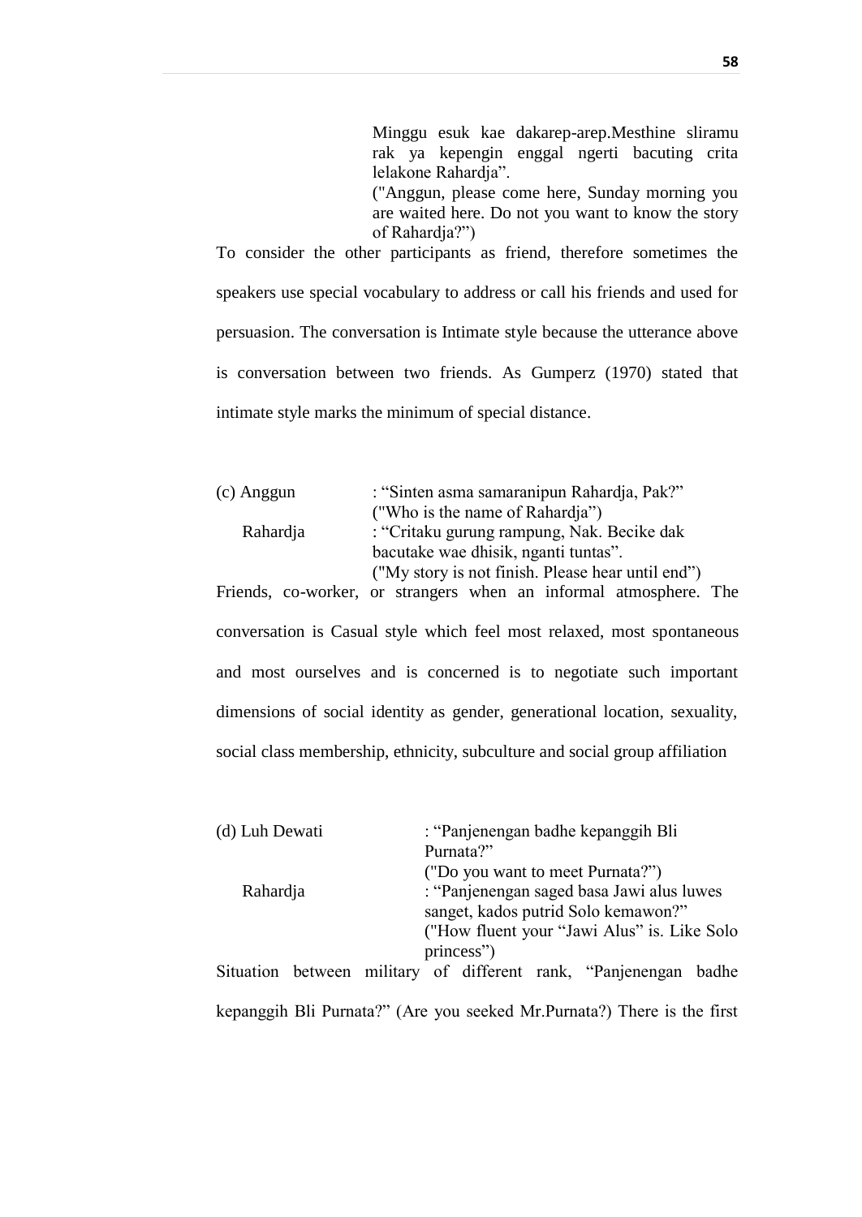> Minggu esuk kae dakarep-arep.Mesthine sliramu rak ya kepengin enggal ngerti bacuting crita lelakone Rahardja".
> ("Anggun, please come here, Sunday morning you are waited here. Do not you want to know the story of Rahardja?")

To consider the other participants as friend, therefore sometimes the speakers use special vocabulary to address or call his friends and used for persuasion. The conversation is Intimate style because the utterance above is conversation between two friends. As Gumperz (1970) stated that intimate style marks the minimum of special distance.

(c) Anggun : "Sinten asma samaranipun Rahardja, Pak?"
("Who is the name of Rahardja")

Rahardja : "Critaku gurung rampung, Nak. Becike dak bacutake wae dhisik, nganti tuntas".
("My story is not finish. Please hear until end")

Friends, co-worker, or strangers when an informal atmosphere. The conversation is Casual style which feel most relaxed, most spontaneous and most ourselves and is concerned is to negotiate such important dimensions of social identity as gender, generational location, sexuality, social class membership, ethnicity, subculture and social group affiliation

(d) Luh Dewati : "Panjenengan badhe kepanggih Bli Purnata?"
("Do you want to meet Purnata?")

Rahardja : "Panjenengan saged basa Jawi alus luwes sanget, kados putrid Solo kemawon?"
("How fluent your "Jawi Alus" is. Like Solo princess")

Situation between military of different rank, "Panjenengan badhe kepanggih Bli Purnata?" (Are you seeked Mr.Purnata?) There is the first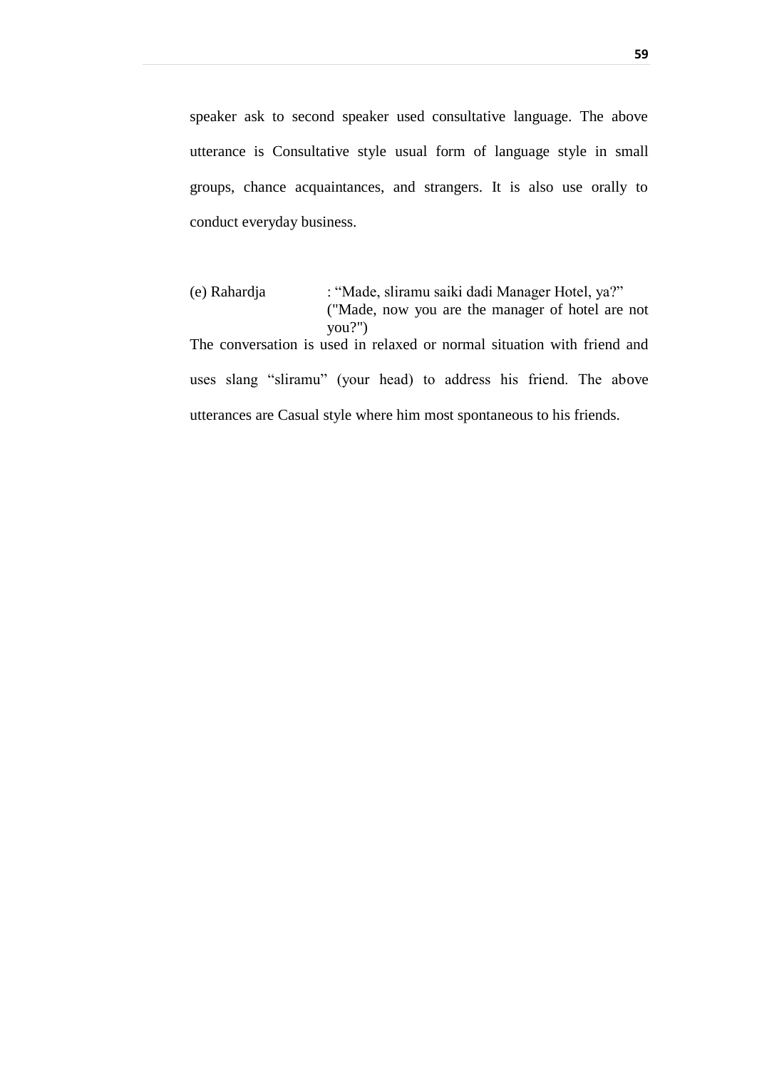speaker ask to second speaker used consultative language. The above utterance is Consultative style usual form of language style in small groups, chance acquaintances, and strangers. It is also use orally to conduct everyday business.

(e) Rahardja : "Made, sliramu saiki dadi Manager Hotel, ya?"
("Made, now you are the manager of hotel are not you?")

The conversation is used in relaxed or normal situation with friend and uses slang "sliramu" (your head) to address his friend. The above utterances are Casual style where him most spontaneous to his friends.